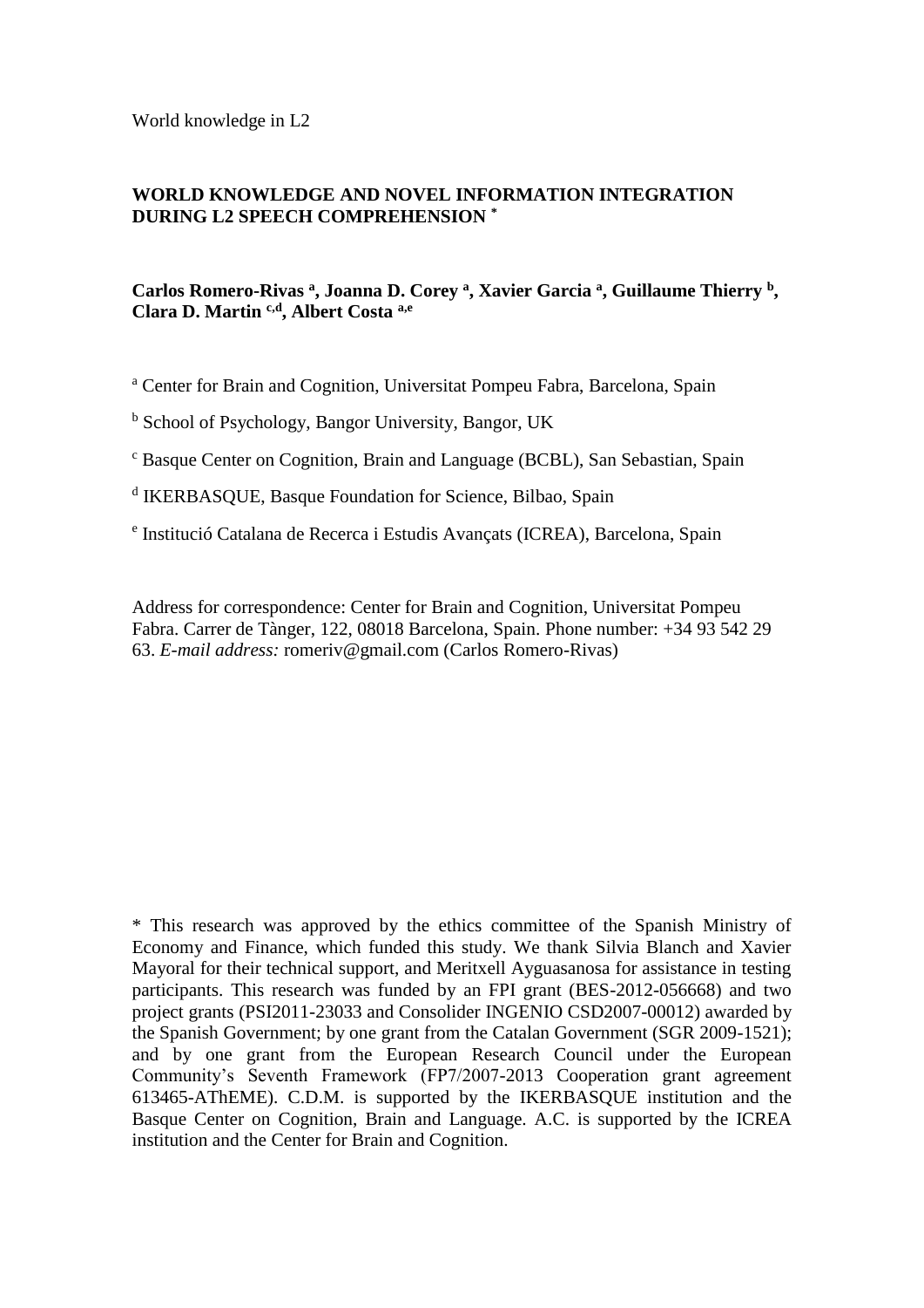World knowledge in L2

**WORLD KNOWLEDGE AND NOVEL INFORMATION INTEGRATION DURING L2 SPEECH COMPREHENSION \***

**Carlos Romero-Rivas [a], Joanna D. Corey [a], Xavier Garcia [a], Guillaume Thierry [b], Clara D. Martin [c,d], Albert Costa [a,e]**

[a] Center for Brain and Cognition, Universitat Pompeu Fabra, Barcelona, Spain

[b] School of Psychology, Bangor University, Bangor, UK

[c] Basque Center on Cognition, Brain and Language (BCBL), San Sebastian, Spain

[d] IKERBASQUE, Basque Foundation for Science, Bilbao, Spain

[e] Institució Catalana de Recerca i Estudis Avançats (ICREA), Barcelona, Spain

Address for correspondence: Center for Brain and Cognition, Universitat Pompeu Fabra. Carrer de Tànger, 122, 08018 Barcelona, Spain. Phone number: +34 93 542 29 63. *E-mail address:* romeriv@gmail.com (Carlos Romero-Rivas)

\* This research was approved by the ethics committee of the Spanish Ministry of Economy and Finance, which funded this study. We thank Silvia Blanch and Xavier Mayoral for their technical support, and Meritxell Ayguasanosa for assistance in testing participants. This research was funded by an FPI grant (BES-2012-056668) and two project grants (PSI2011-23033 and Consolider INGENIO CSD2007-00012) awarded by the Spanish Government; by one grant from the Catalan Government (SGR 2009-1521); and by one grant from the European Research Council under the European Community's Seventh Framework (FP7/2007-2013 Cooperation grant agreement 613465-AThEME). C.D.M. is supported by the IKERBASQUE institution and the Basque Center on Cognition, Brain and Language. A.C. is supported by the ICREA institution and the Center for Brain and Cognition.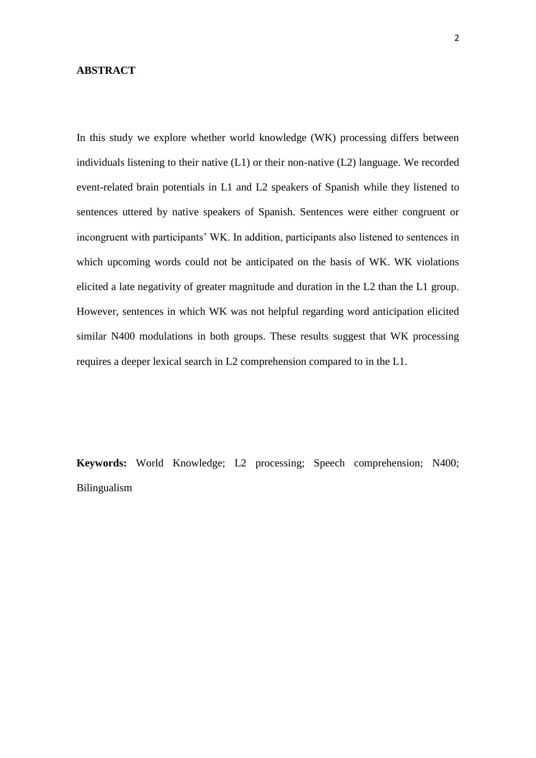## ABSTRACT

In this study we explore whether world knowledge (WK) processing differs between individuals listening to their native (L1) or their non-native (L2) language. We recorded event-related brain potentials in L1 and L2 speakers of Spanish while they listened to sentences uttered by native speakers of Spanish. Sentences were either congruent or incongruent with participants' WK. In addition, participants also listened to sentences in which upcoming words could not be anticipated on the basis of WK. WK violations elicited a late negativity of greater magnitude and duration in the L2 than the L1 group. However, sentences in which WK was not helpful regarding word anticipation elicited similar N400 modulations in both groups. These results suggest that WK processing requires a deeper lexical search in L2 comprehension compared to in the L1.

**Keywords:** World Knowledge; L2 processing; Speech comprehension; N400; Bilingualism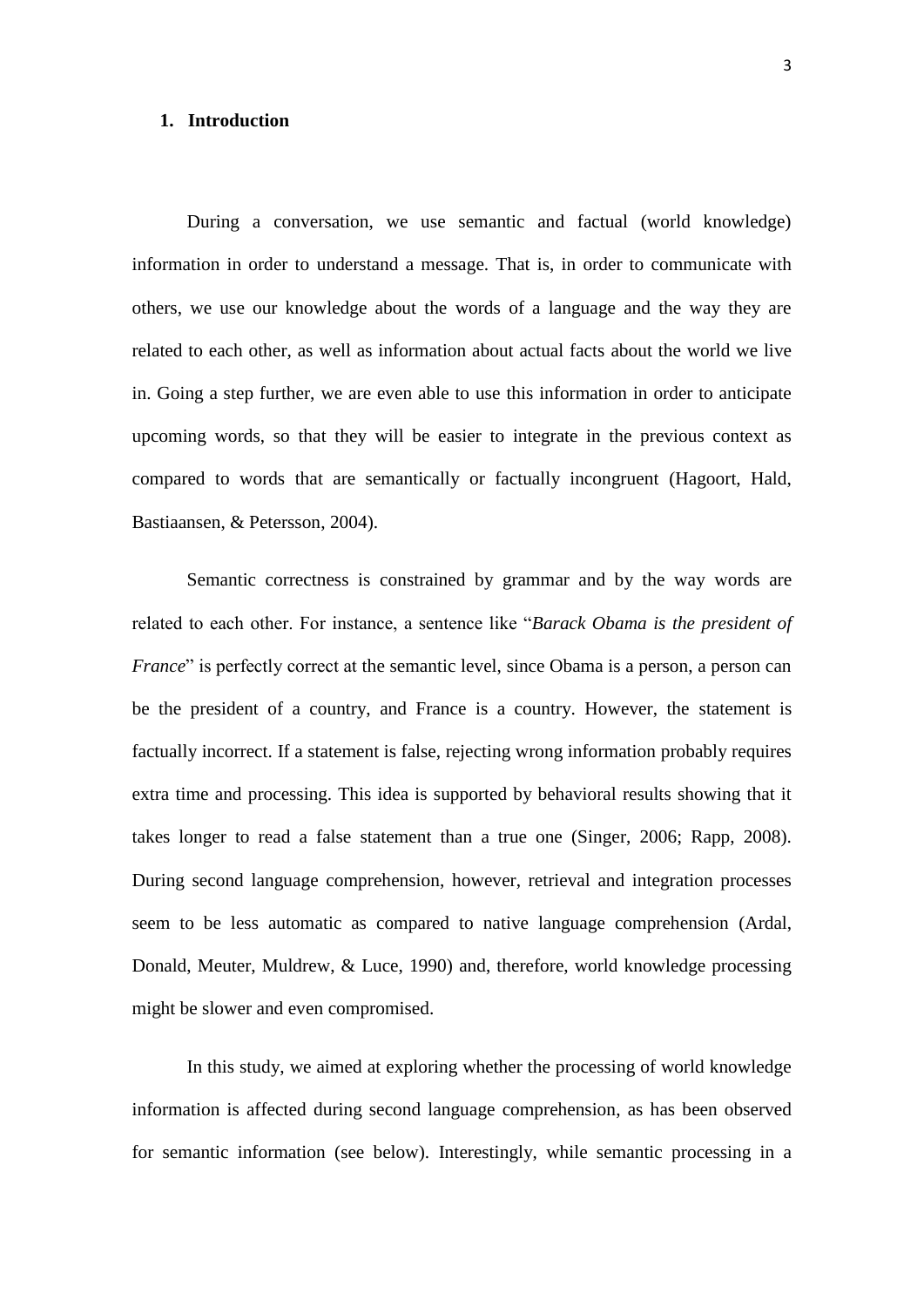## 1. Introduction

During a conversation, we use semantic and factual (world knowledge) information in order to understand a message. That is, in order to communicate with others, we use our knowledge about the words of a language and the way they are related to each other, as well as information about actual facts about the world we live in. Going a step further, we are even able to use this information in order to anticipate upcoming words, so that they will be easier to integrate in the previous context as compared to words that are semantically or factually incongruent (Hagoort, Hald, Bastiaansen, & Petersson, 2004).

Semantic correctness is constrained by grammar and by the way words are related to each other. For instance, a sentence like "*Barack Obama is the president of France*" is perfectly correct at the semantic level, since Obama is a person, a person can be the president of a country, and France is a country. However, the statement is factually incorrect. If a statement is false, rejecting wrong information probably requires extra time and processing. This idea is supported by behavioral results showing that it takes longer to read a false statement than a true one (Singer, 2006; Rapp, 2008). During second language comprehension, however, retrieval and integration processes seem to be less automatic as compared to native language comprehension (Ardal, Donald, Meuter, Muldrew, & Luce, 1990) and, therefore, world knowledge processing might be slower and even compromised.

In this study, we aimed at exploring whether the processing of world knowledge information is affected during second language comprehension, as has been observed for semantic information (see below). Interestingly, while semantic processing in a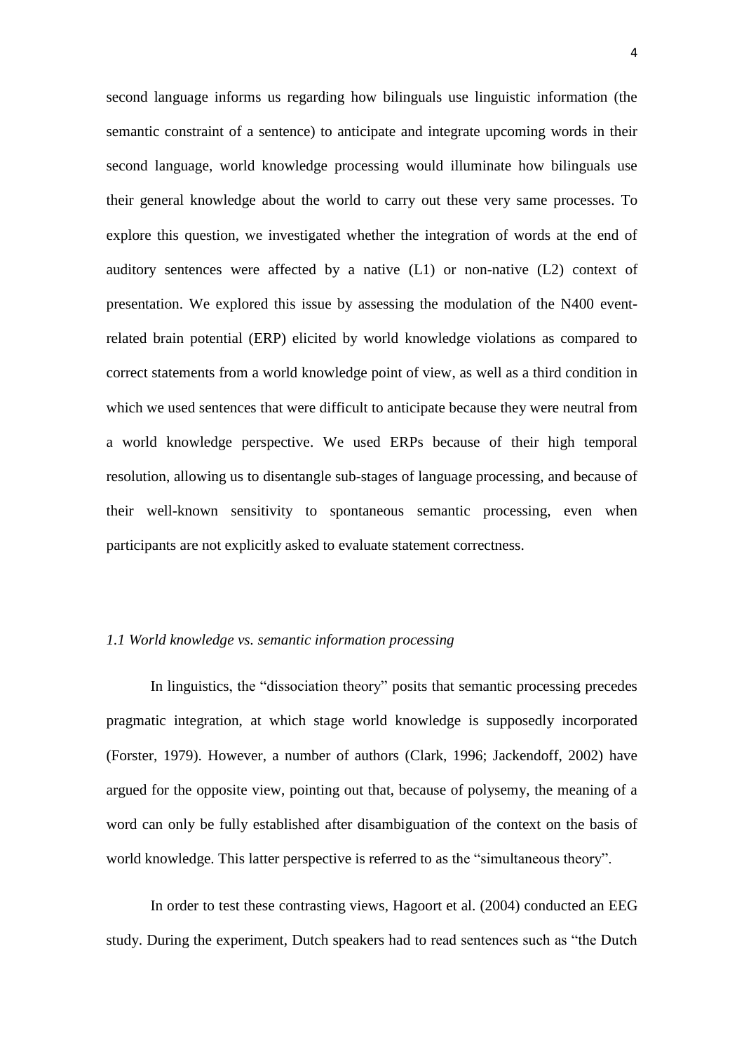second language informs us regarding how bilinguals use linguistic information (the semantic constraint of a sentence) to anticipate and integrate upcoming words in their second language, world knowledge processing would illuminate how bilinguals use their general knowledge about the world to carry out these very same processes. To explore this question, we investigated whether the integration of words at the end of auditory sentences were affected by a native (L1) or non-native (L2) context of presentation. We explored this issue by assessing the modulation of the N400 event-related brain potential (ERP) elicited by world knowledge violations as compared to correct statements from a world knowledge point of view, as well as a third condition in which we used sentences that were difficult to anticipate because they were neutral from a world knowledge perspective. We used ERPs because of their high temporal resolution, allowing us to disentangle sub-stages of language processing, and because of their well-known sensitivity to spontaneous semantic processing, even when participants are not explicitly asked to evaluate statement correctness.

### *1.1 World knowledge vs. semantic information processing*

In linguistics, the "dissociation theory" posits that semantic processing precedes pragmatic integration, at which stage world knowledge is supposedly incorporated (Forster, 1979). However, a number of authors (Clark, 1996; Jackendoff, 2002) have argued for the opposite view, pointing out that, because of polysemy, the meaning of a word can only be fully established after disambiguation of the context on the basis of world knowledge. This latter perspective is referred to as the "simultaneous theory".

In order to test these contrasting views, Hagoort et al. (2004) conducted an EEG study. During the experiment, Dutch speakers had to read sentences such as "the Dutch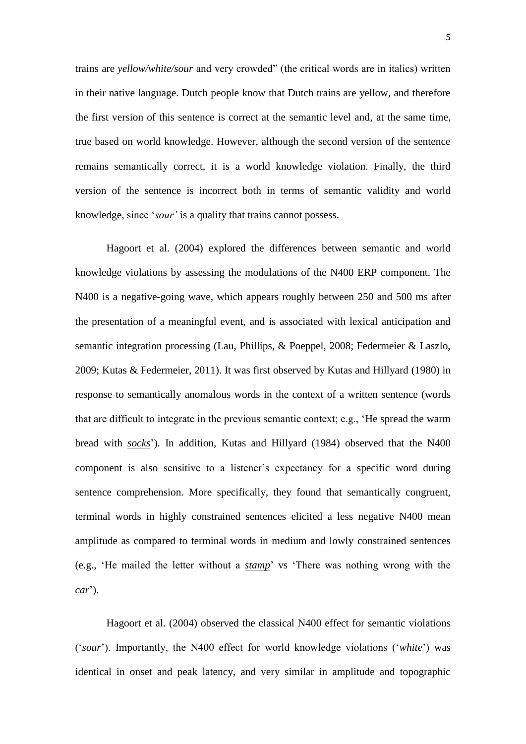trains are *yellow/white/sour* and very crowded" (the critical words are in italics) written in their native language. Dutch people know that Dutch trains are yellow, and therefore the first version of this sentence is correct at the semantic level and, at the same time, true based on world knowledge. However, although the second version of the sentence remains semantically correct, it is a world knowledge violation. Finally, the third version of the sentence is incorrect both in terms of semantic validity and world knowledge, since '*sour'* is a quality that trains cannot possess.

Hagoort et al. (2004) explored the differences between semantic and world knowledge violations by assessing the modulations of the N400 ERP component. The N400 is a negative-going wave, which appears roughly between 250 and 500 ms after the presentation of a meaningful event, and is associated with lexical anticipation and semantic integration processing (Lau, Phillips, & Poeppel, 2008; Federmeier & Laszlo, 2009; Kutas & Federmeier, 2011). It was first observed by Kutas and Hillyard (1980) in response to semantically anomalous words in the context of a written sentence (words that are difficult to integrate in the previous semantic context; e.g., 'He spread the warm bread with ***socks***'). In addition, Kutas and Hillyard (1984) observed that the N400 component is also sensitive to a listener's expectancy for a specific word during sentence comprehension. More specifically, they found that semantically congruent, terminal words in highly constrained sentences elicited a less negative N400 mean amplitude as compared to terminal words in medium and lowly constrained sentences (e.g., 'He mailed the letter without a ***stamp***' vs 'There was nothing wrong with the ***car***').

Hagoort et al. (2004) observed the classical N400 effect for semantic violations ('*sour*'). Importantly, the N400 effect for world knowledge violations ('*white*') was identical in onset and peak latency, and very similar in amplitude and topographic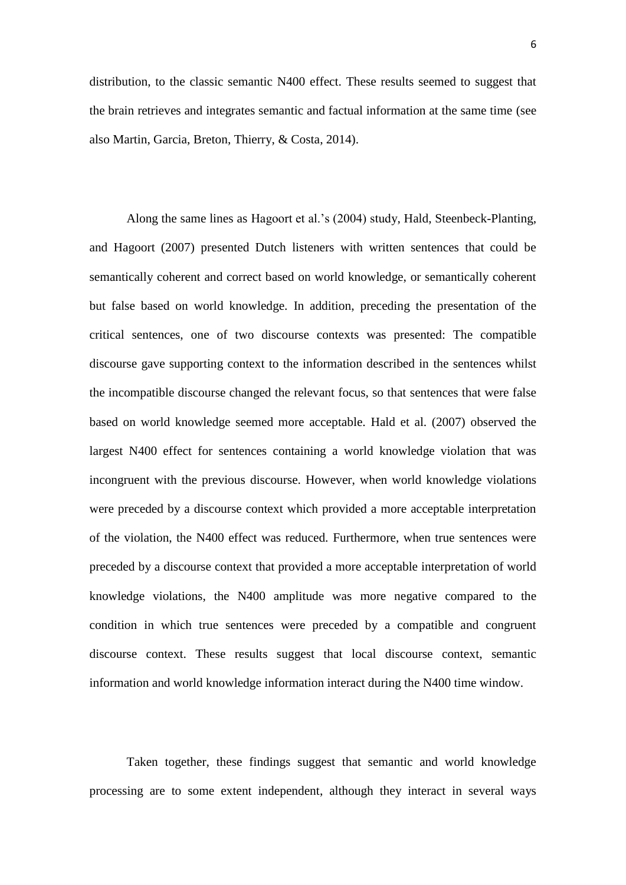distribution, to the classic semantic N400 effect. These results seemed to suggest that the brain retrieves and integrates semantic and factual information at the same time (see also Martin, Garcia, Breton, Thierry, & Costa, 2014).

Along the same lines as Hagoort et al.'s (2004) study, Hald, Steenbeck-Planting, and Hagoort (2007) presented Dutch listeners with written sentences that could be semantically coherent and correct based on world knowledge, or semantically coherent but false based on world knowledge. In addition, preceding the presentation of the critical sentences, one of two discourse contexts was presented: The compatible discourse gave supporting context to the information described in the sentences whilst the incompatible discourse changed the relevant focus, so that sentences that were false based on world knowledge seemed more acceptable. Hald et al. (2007) observed the largest N400 effect for sentences containing a world knowledge violation that was incongruent with the previous discourse. However, when world knowledge violations were preceded by a discourse context which provided a more acceptable interpretation of the violation, the N400 effect was reduced. Furthermore, when true sentences were preceded by a discourse context that provided a more acceptable interpretation of world knowledge violations, the N400 amplitude was more negative compared to the condition in which true sentences were preceded by a compatible and congruent discourse context. These results suggest that local discourse context, semantic information and world knowledge information interact during the N400 time window.

Taken together, these findings suggest that semantic and world knowledge processing are to some extent independent, although they interact in several ways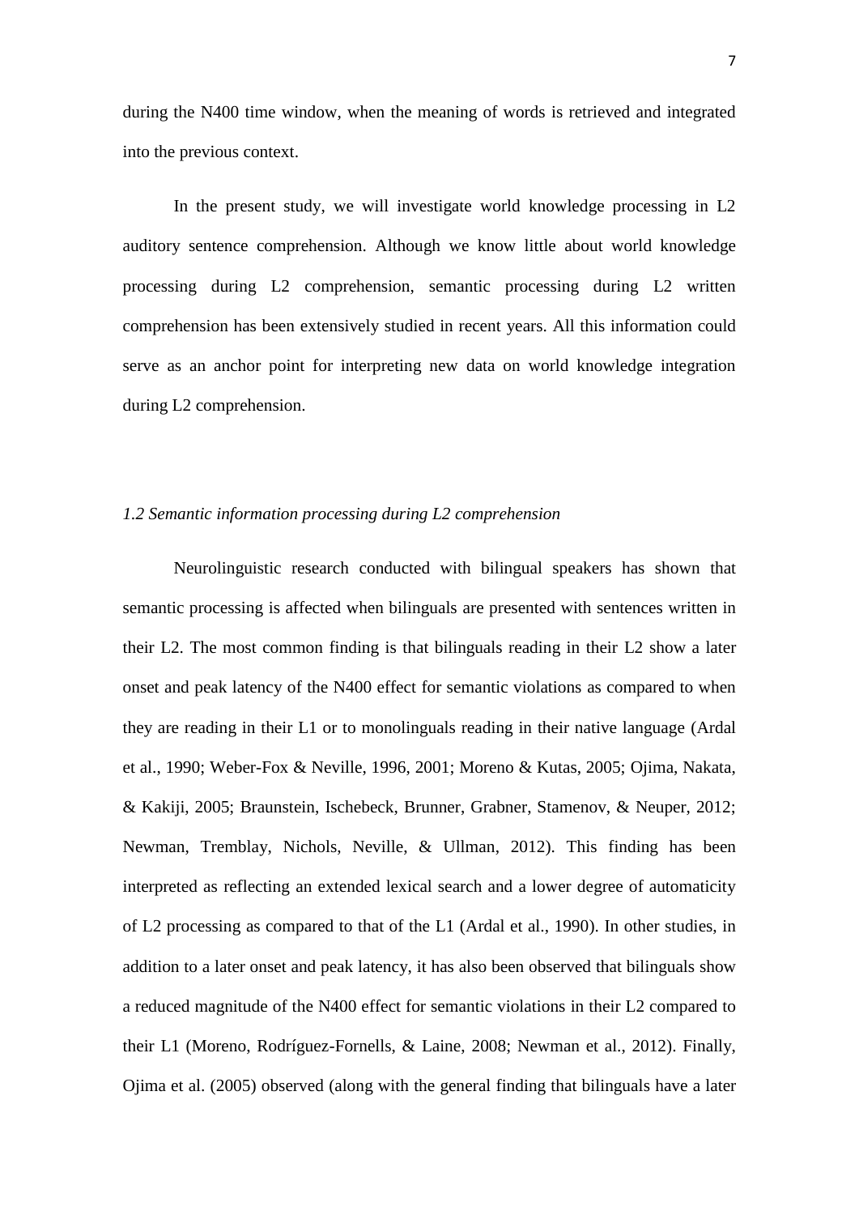during the N400 time window, when the meaning of words is retrieved and integrated into the previous context.

In the present study, we will investigate world knowledge processing in L2 auditory sentence comprehension. Although we know little about world knowledge processing during L2 comprehension, semantic processing during L2 written comprehension has been extensively studied in recent years. All this information could serve as an anchor point for interpreting new data on world knowledge integration during L2 comprehension.

### *1.2 Semantic information processing during L2 comprehension*

Neurolinguistic research conducted with bilingual speakers has shown that semantic processing is affected when bilinguals are presented with sentences written in their L2. The most common finding is that bilinguals reading in their L2 show a later onset and peak latency of the N400 effect for semantic violations as compared to when they are reading in their L1 or to monolinguals reading in their native language (Ardal et al., 1990; Weber-Fox & Neville, 1996, 2001; Moreno & Kutas, 2005; Ojima, Nakata, & Kakiji, 2005; Braunstein, Ischebeck, Brunner, Grabner, Stamenov, & Neuper, 2012; Newman, Tremblay, Nichols, Neville, & Ullman, 2012). This finding has been interpreted as reflecting an extended lexical search and a lower degree of automaticity of L2 processing as compared to that of the L1 (Ardal et al., 1990). In other studies, in addition to a later onset and peak latency, it has also been observed that bilinguals show a reduced magnitude of the N400 effect for semantic violations in their L2 compared to their L1 (Moreno, Rodríguez-Fornells, & Laine, 2008; Newman et al., 2012). Finally, Ojima et al. (2005) observed (along with the general finding that bilinguals have a later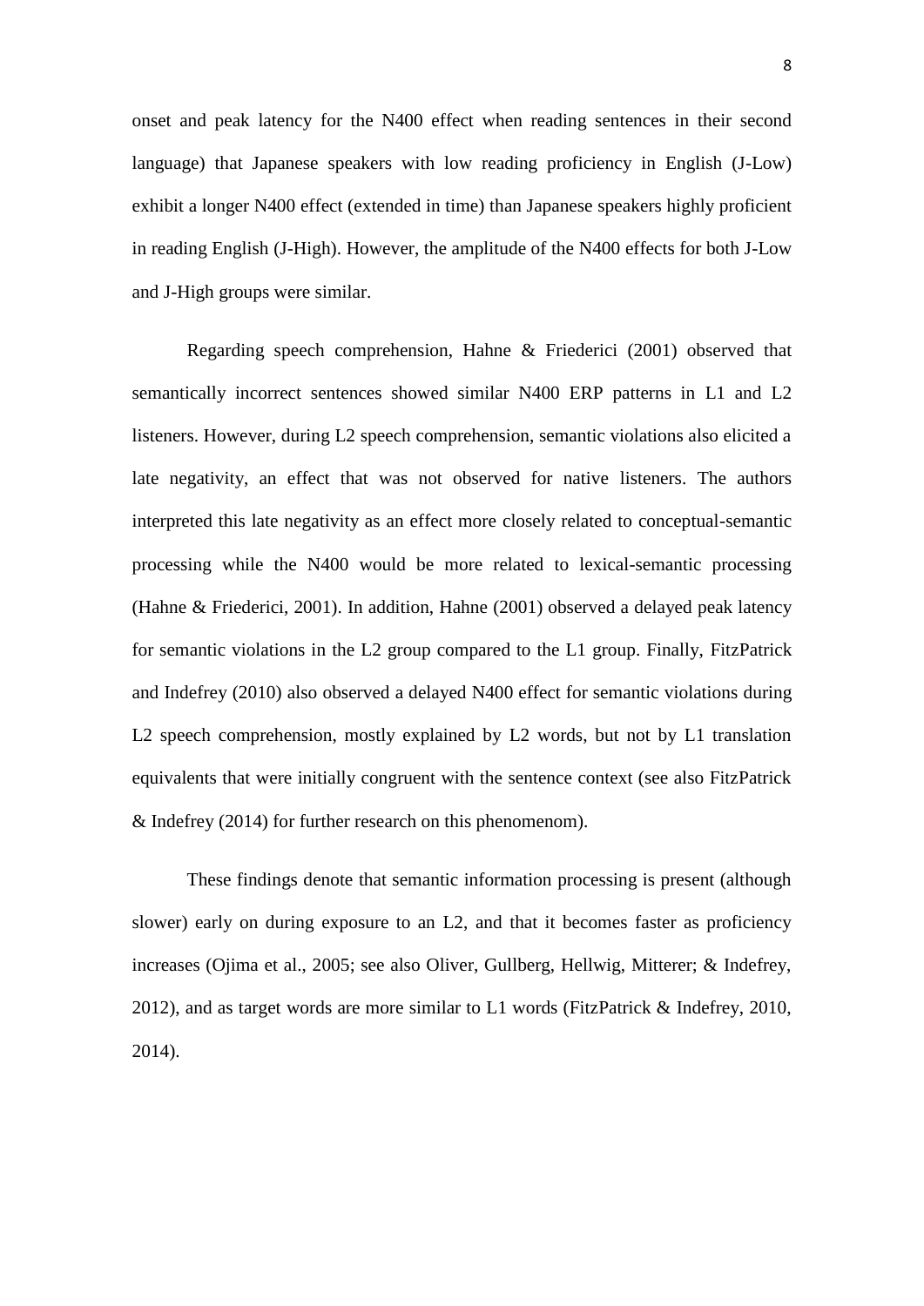onset and peak latency for the N400 effect when reading sentences in their second language) that Japanese speakers with low reading proficiency in English (J-Low) exhibit a longer N400 effect (extended in time) than Japanese speakers highly proficient in reading English (J-High). However, the amplitude of the N400 effects for both J-Low and J-High groups were similar.

Regarding speech comprehension, Hahne & Friederici (2001) observed that semantically incorrect sentences showed similar N400 ERP patterns in L1 and L2 listeners. However, during L2 speech comprehension, semantic violations also elicited a late negativity, an effect that was not observed for native listeners. The authors interpreted this late negativity as an effect more closely related to conceptual-semantic processing while the N400 would be more related to lexical-semantic processing (Hahne & Friederici, 2001). In addition, Hahne (2001) observed a delayed peak latency for semantic violations in the L2 group compared to the L1 group. Finally, FitzPatrick and Indefrey (2010) also observed a delayed N400 effect for semantic violations during L2 speech comprehension, mostly explained by L2 words, but not by L1 translation equivalents that were initially congruent with the sentence context (see also FitzPatrick & Indefrey (2014) for further research on this phenomenom).

These findings denote that semantic information processing is present (although slower) early on during exposure to an L2, and that it becomes faster as proficiency increases (Ojima et al., 2005; see also Oliver, Gullberg, Hellwig, Mitterer; & Indefrey, 2012), and as target words are more similar to L1 words (FitzPatrick & Indefrey, 2010, 2014).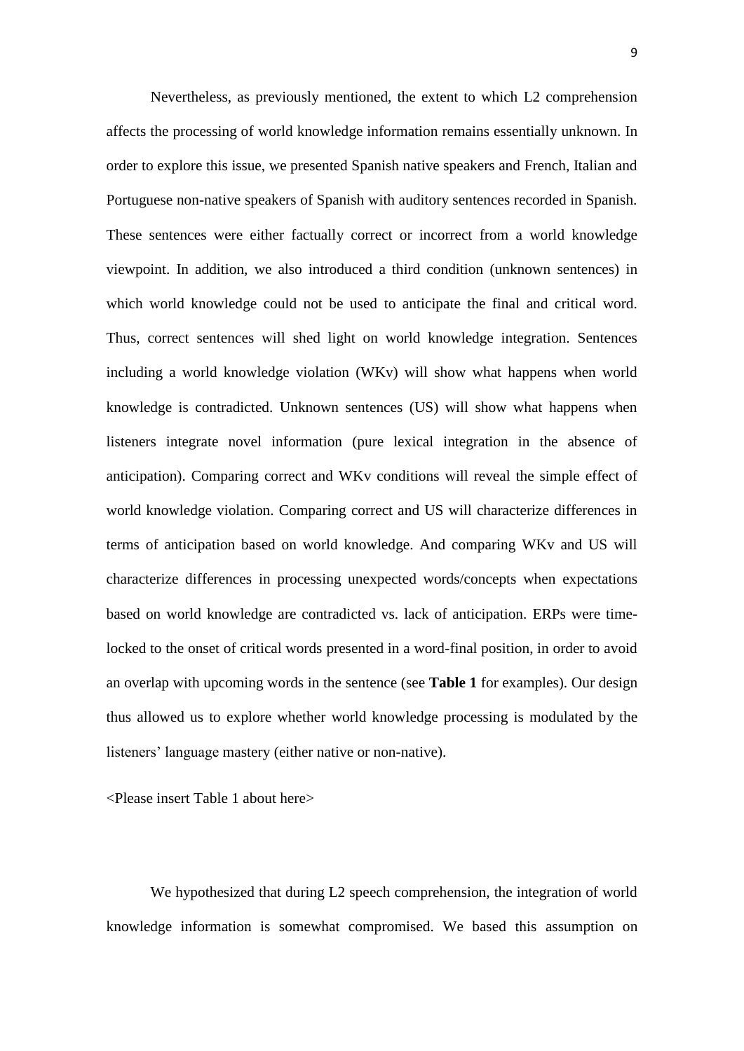Nevertheless, as previously mentioned, the extent to which L2 comprehension affects the processing of world knowledge information remains essentially unknown. In order to explore this issue, we presented Spanish native speakers and French, Italian and Portuguese non-native speakers of Spanish with auditory sentences recorded in Spanish. These sentences were either factually correct or incorrect from a world knowledge viewpoint. In addition, we also introduced a third condition (unknown sentences) in which world knowledge could not be used to anticipate the final and critical word. Thus, correct sentences will shed light on world knowledge integration. Sentences including a world knowledge violation (WKv) will show what happens when world knowledge is contradicted. Unknown sentences (US) will show what happens when listeners integrate novel information (pure lexical integration in the absence of anticipation). Comparing correct and WKv conditions will reveal the simple effect of world knowledge violation. Comparing correct and US will characterize differences in terms of anticipation based on world knowledge. And comparing WKv and US will characterize differences in processing unexpected words/concepts when expectations based on world knowledge are contradicted vs. lack of anticipation. ERPs were time-locked to the onset of critical words presented in a word-final position, in order to avoid an overlap with upcoming words in the sentence (see **Table 1** for examples). Our design thus allowed us to explore whether world knowledge processing is modulated by the listeners' language mastery (either native or non-native).

<Please insert Table 1 about here>

We hypothesized that during L2 speech comprehension, the integration of world knowledge information is somewhat compromised. We based this assumption on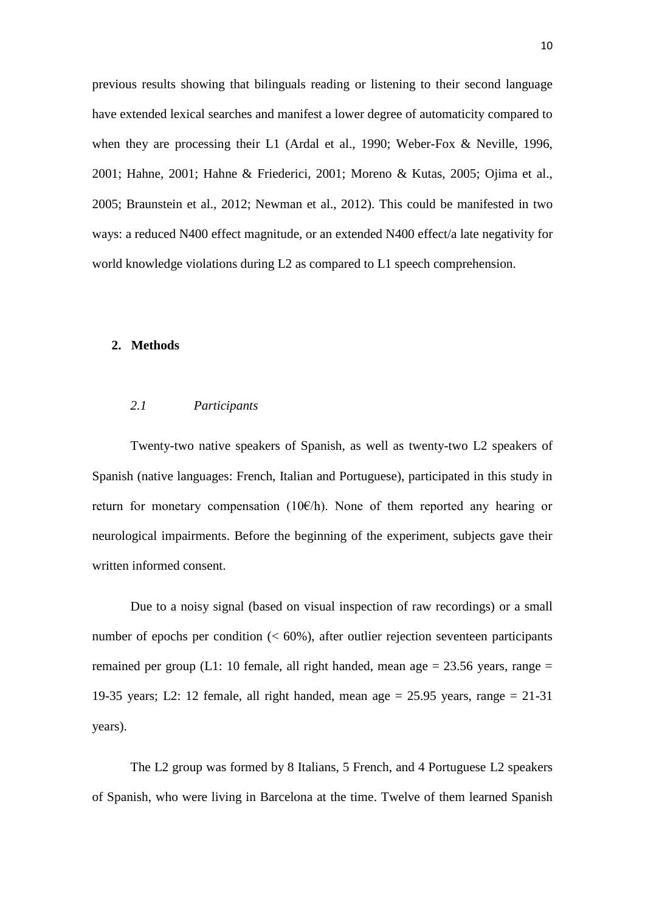previous results showing that bilinguals reading or listening to their second language have extended lexical searches and manifest a lower degree of automaticity compared to when they are processing their L1 (Ardal et al., 1990; Weber-Fox & Neville, 1996, 2001; Hahne, 2001; Hahne & Friederici, 2001; Moreno & Kutas, 2005; Ojima et al., 2005; Braunstein et al., 2012; Newman et al., 2012). This could be manifested in two ways: a reduced N400 effect magnitude, or an extended N400 effect/a late negativity for world knowledge violations during L2 as compared to L1 speech comprehension.

## 2. Methods

### *2.1 Participants*

Twenty-two native speakers of Spanish, as well as twenty-two L2 speakers of Spanish (native languages: French, Italian and Portuguese), participated in this study in return for monetary compensation (10€/h). None of them reported any hearing or neurological impairments. Before the beginning of the experiment, subjects gave their written informed consent.

Due to a noisy signal (based on visual inspection of raw recordings) or a small number of epochs per condition (< 60%), after outlier rejection seventeen participants remained per group (L1: 10 female, all right handed, mean age = 23.56 years, range = 19-35 years; L2: 12 female, all right handed, mean age = 25.95 years, range = 21-31 years).

The L2 group was formed by 8 Italians, 5 French, and 4 Portuguese L2 speakers of Spanish, who were living in Barcelona at the time. Twelve of them learned Spanish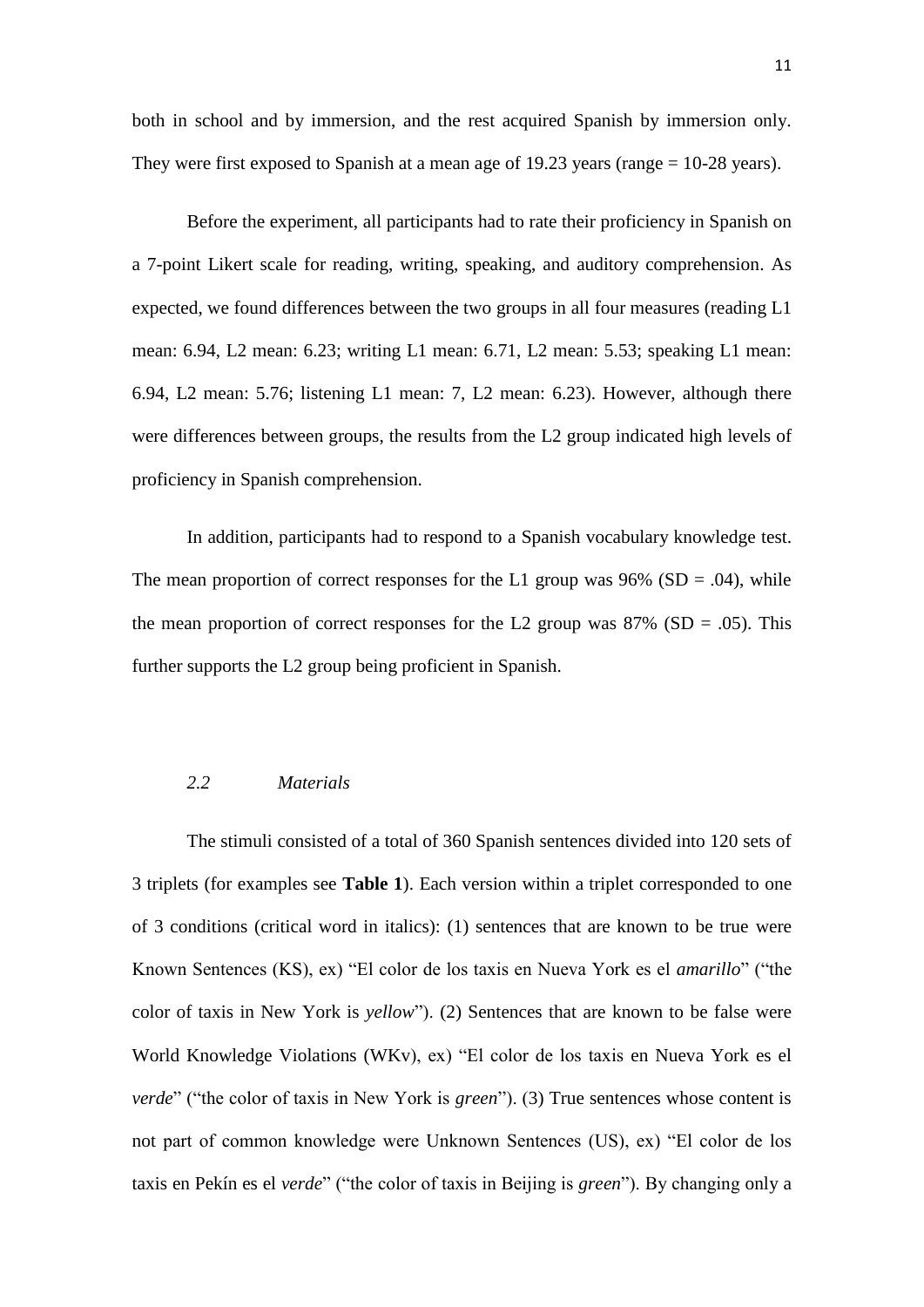both in school and by immersion, and the rest acquired Spanish by immersion only. They were first exposed to Spanish at a mean age of 19.23 years (range = 10-28 years).

Before the experiment, all participants had to rate their proficiency in Spanish on a 7-point Likert scale for reading, writing, speaking, and auditory comprehension. As expected, we found differences between the two groups in all four measures (reading L1 mean: 6.94, L2 mean: 6.23; writing L1 mean: 6.71, L2 mean: 5.53; speaking L1 mean: 6.94, L2 mean: 5.76; listening L1 mean: 7, L2 mean: 6.23). However, although there were differences between groups, the results from the L2 group indicated high levels of proficiency in Spanish comprehension.

In addition, participants had to respond to a Spanish vocabulary knowledge test. The mean proportion of correct responses for the L1 group was 96% (SD = .04), while the mean proportion of correct responses for the L2 group was 87% (SD = .05). This further supports the L2 group being proficient in Spanish.

### *2.2 Materials*

The stimuli consisted of a total of 360 Spanish sentences divided into 120 sets of 3 triplets (for examples see **Table 1**). Each version within a triplet corresponded to one of 3 conditions (critical word in italics): (1) sentences that are known to be true were Known Sentences (KS), ex) "El color de los taxis en Nueva York es el *amarillo*" ("the color of taxis in New York is *yellow*"). (2) Sentences that are known to be false were World Knowledge Violations (WKv), ex) "El color de los taxis en Nueva York es el *verde*" ("the color of taxis in New York is *green*"). (3) True sentences whose content is not part of common knowledge were Unknown Sentences (US), ex) "El color de los taxis en Pekín es el *verde*" ("the color of taxis in Beijing is *green*"). By changing only a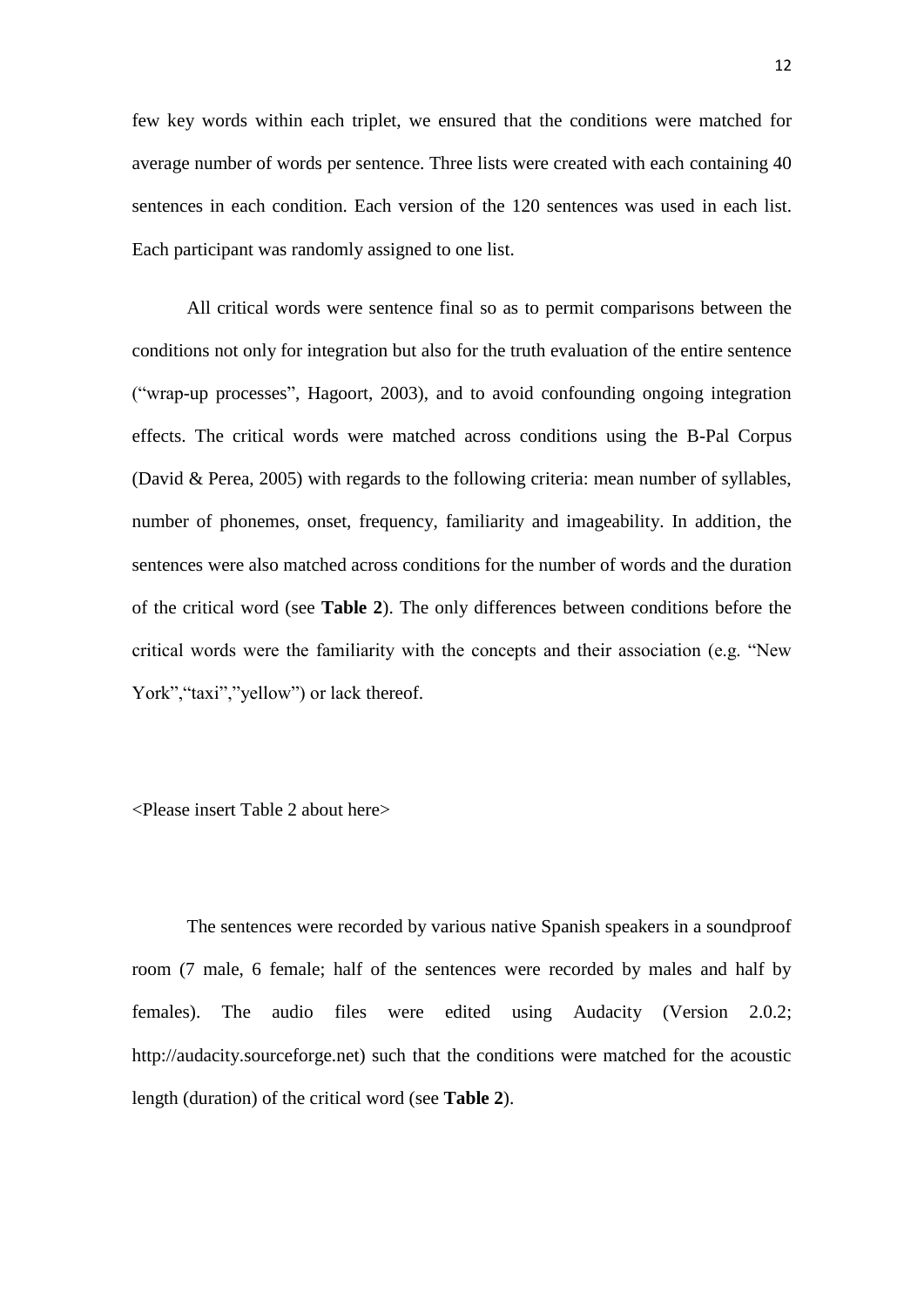few key words within each triplet, we ensured that the conditions were matched for average number of words per sentence. Three lists were created with each containing 40 sentences in each condition. Each version of the 120 sentences was used in each list. Each participant was randomly assigned to one list.

All critical words were sentence final so as to permit comparisons between the conditions not only for integration but also for the truth evaluation of the entire sentence ("wrap-up processes", Hagoort, 2003), and to avoid confounding ongoing integration effects. The critical words were matched across conditions using the B-Pal Corpus (David & Perea, 2005) with regards to the following criteria: mean number of syllables, number of phonemes, onset, frequency, familiarity and imageability. In addition, the sentences were also matched across conditions for the number of words and the duration of the critical word (see **Table 2**). The only differences between conditions before the critical words were the familiarity with the concepts and their association (e.g. "New York","taxi","yellow") or lack thereof.

<Please insert Table 2 about here>

The sentences were recorded by various native Spanish speakers in a soundproof room (7 male, 6 female; half of the sentences were recorded by males and half by females). The audio files were edited using Audacity (Version 2.0.2; http://audacity.sourceforge.net) such that the conditions were matched for the acoustic length (duration) of the critical word (see **Table 2**).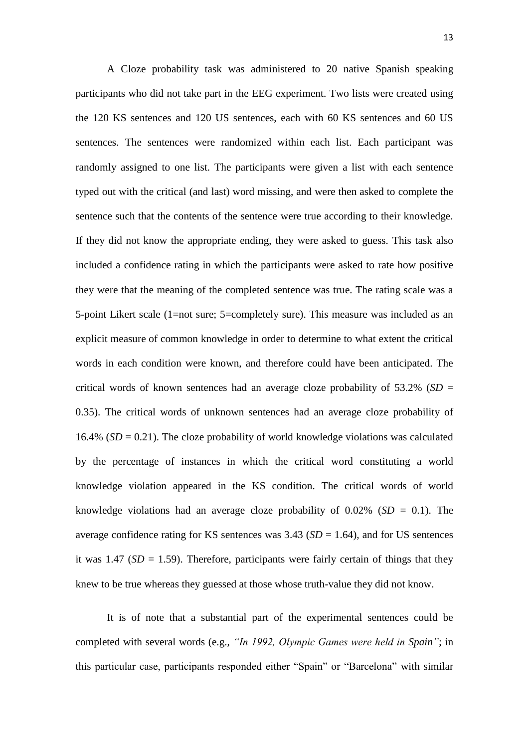A Cloze probability task was administered to 20 native Spanish speaking participants who did not take part in the EEG experiment. Two lists were created using the 120 KS sentences and 120 US sentences, each with 60 KS sentences and 60 US sentences. The sentences were randomized within each list. Each participant was randomly assigned to one list. The participants were given a list with each sentence typed out with the critical (and last) word missing, and were then asked to complete the sentence such that the contents of the sentence were true according to their knowledge. If they did not know the appropriate ending, they were asked to guess. This task also included a confidence rating in which the participants were asked to rate how positive they were that the meaning of the completed sentence was true. The rating scale was a 5-point Likert scale (1=not sure; 5=completely sure). This measure was included as an explicit measure of common knowledge in order to determine to what extent the critical words in each condition were known, and therefore could have been anticipated. The critical words of known sentences had an average cloze probability of 53.2% (*SD* = 0.35). The critical words of unknown sentences had an average cloze probability of 16.4% (*SD* = 0.21). The cloze probability of world knowledge violations was calculated by the percentage of instances in which the critical word constituting a world knowledge violation appeared in the KS condition. The critical words of world knowledge violations had an average cloze probability of 0.02% (*SD* = 0.1). The average confidence rating for KS sentences was 3.43 (*SD* = 1.64), and for US sentences it was 1.47 (*SD* = 1.59). Therefore, participants were fairly certain of things that they knew to be true whereas they guessed at those whose truth-value they did not know.

It is of note that a substantial part of the experimental sentences could be completed with several words (e.g., *"In 1992, Olympic Games were held in <u>Spain</u>"*; in this particular case, participants responded either "Spain" or "Barcelona" with similar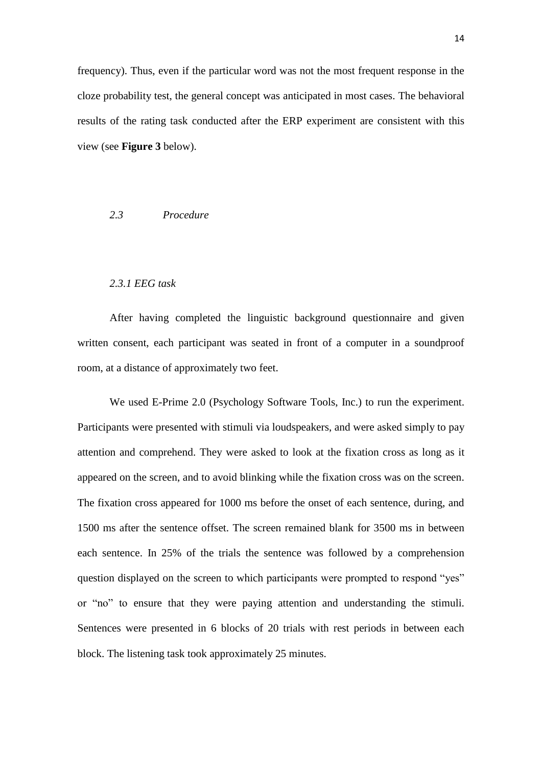frequency). Thus, even if the particular word was not the most frequent response in the cloze probability test, the general concept was anticipated in most cases. The behavioral results of the rating task conducted after the ERP experiment are consistent with this view (see **Figure 3** below).

### *2.3 Procedure*

#### *2.3.1 EEG task*

After having completed the linguistic background questionnaire and given written consent, each participant was seated in front of a computer in a soundproof room, at a distance of approximately two feet.

We used E-Prime 2.0 (Psychology Software Tools, Inc.) to run the experiment. Participants were presented with stimuli via loudspeakers, and were asked simply to pay attention and comprehend. They were asked to look at the fixation cross as long as it appeared on the screen, and to avoid blinking while the fixation cross was on the screen. The fixation cross appeared for 1000 ms before the onset of each sentence, during, and 1500 ms after the sentence offset. The screen remained blank for 3500 ms in between each sentence. In 25% of the trials the sentence was followed by a comprehension question displayed on the screen to which participants were prompted to respond “yes” or “no” to ensure that they were paying attention and understanding the stimuli. Sentences were presented in 6 blocks of 20 trials with rest periods in between each block. The listening task took approximately 25 minutes.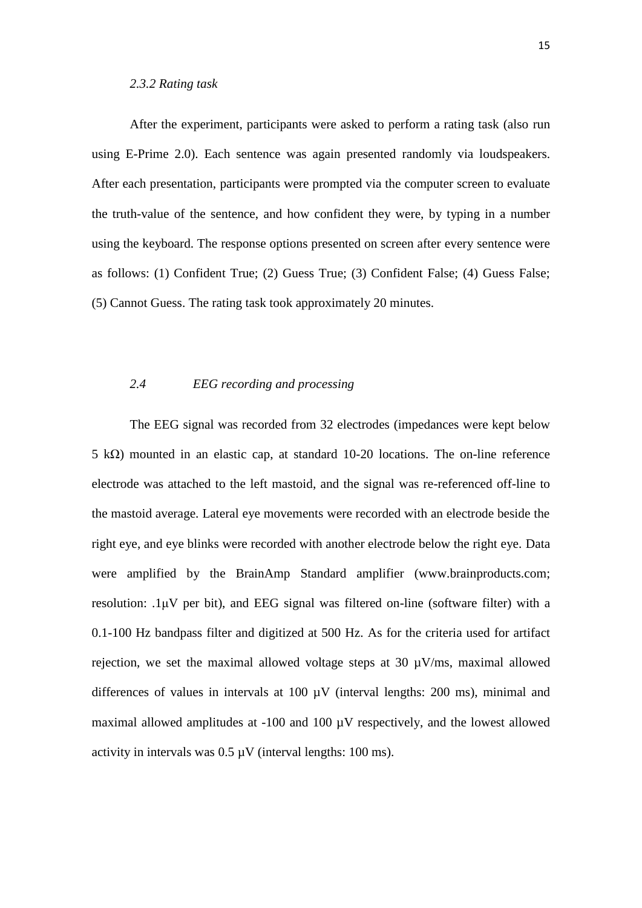### *2.3.2 Rating task*

After the experiment, participants were asked to perform a rating task (also run using E-Prime 2.0). Each sentence was again presented randomly via loudspeakers. After each presentation, participants were prompted via the computer screen to evaluate the truth-value of the sentence, and how confident they were, by typing in a number using the keyboard. The response options presented on screen after every sentence were as follows: (1) Confident True; (2) Guess True; (3) Confident False; (4) Guess False; (5) Cannot Guess. The rating task took approximately 20 minutes.

## *2.4 EEG recording and processing*

The EEG signal was recorded from 32 electrodes (impedances were kept below 5 kΩ) mounted in an elastic cap, at standard 10-20 locations. The on-line reference electrode was attached to the left mastoid, and the signal was re-referenced off-line to the mastoid average. Lateral eye movements were recorded with an electrode beside the right eye, and eye blinks were recorded with another electrode below the right eye. Data were amplified by the BrainAmp Standard amplifier (www.brainproducts.com; resolution: .1μV per bit), and EEG signal was filtered on-line (software filter) with a 0.1-100 Hz bandpass filter and digitized at 500 Hz. As for the criteria used for artifact rejection, we set the maximal allowed voltage steps at 30 μV/ms, maximal allowed differences of values in intervals at 100 μV (interval lengths: 200 ms), minimal and maximal allowed amplitudes at -100 and 100 μV respectively, and the lowest allowed activity in intervals was 0.5 μV (interval lengths: 100 ms).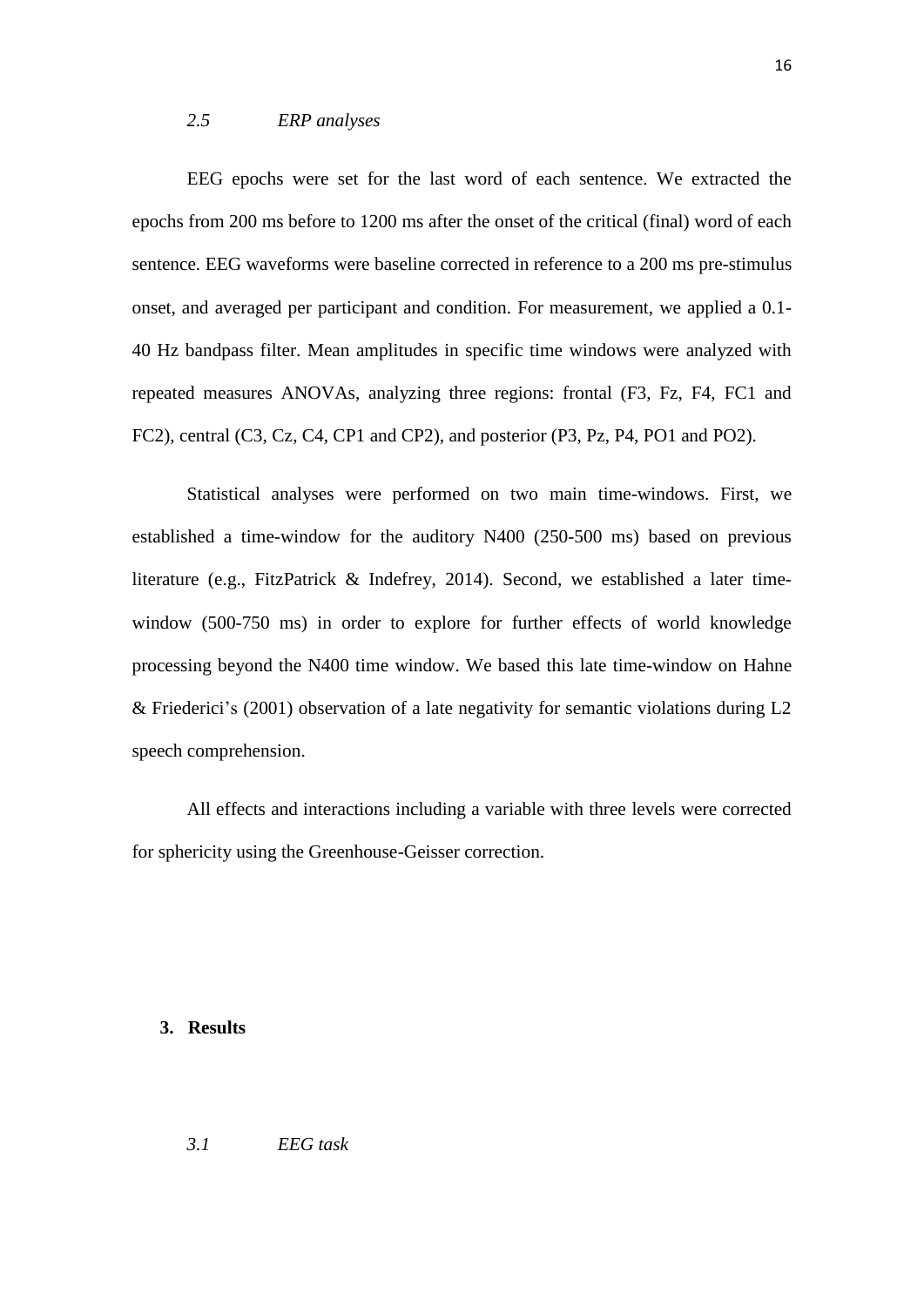### *2.5 ERP analyses*

EEG epochs were set for the last word of each sentence. We extracted the epochs from 200 ms before to 1200 ms after the onset of the critical (final) word of each sentence. EEG waveforms were baseline corrected in reference to a 200 ms pre-stimulus onset, and averaged per participant and condition. For measurement, we applied a 0.1-40 Hz bandpass filter. Mean amplitudes in specific time windows were analyzed with repeated measures ANOVAs, analyzing three regions: frontal (F3, Fz, F4, FC1 and FC2), central (C3, Cz, C4, CP1 and CP2), and posterior (P3, Pz, P4, PO1 and PO2).

Statistical analyses were performed on two main time-windows. First, we established a time-window for the auditory N400 (250-500 ms) based on previous literature (e.g., FitzPatrick & Indefrey, 2014). Second, we established a later time-window (500-750 ms) in order to explore for further effects of world knowledge processing beyond the N400 time window. We based this late time-window on Hahne & Friederici's (2001) observation of a late negativity for semantic violations during L2 speech comprehension.

All effects and interactions including a variable with three levels were corrected for sphericity using the Greenhouse-Geisser correction.

## 3. Results

### *3.1 EEG task*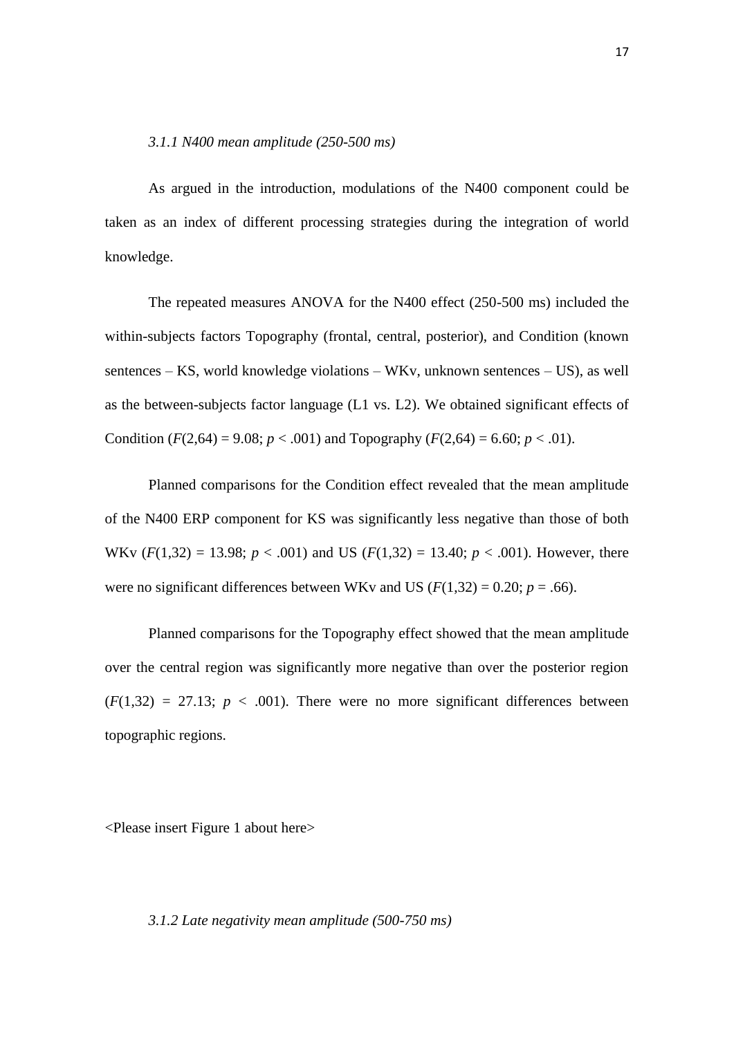### *3.1.1 N400 mean amplitude (250-500 ms)*

As argued in the introduction, modulations of the N400 component could be taken as an index of different processing strategies during the integration of world knowledge.

The repeated measures ANOVA for the N400 effect (250-500 ms) included the within-subjects factors Topography (frontal, central, posterior), and Condition (known sentences – KS, world knowledge violations – WKv, unknown sentences – US), as well as the between-subjects factor language (L1 vs. L2). We obtained significant effects of Condition ($F(2,64) = 9.08$; $p < .001$) and Topography ($F(2,64) = 6.60$; $p < .01$).

Planned comparisons for the Condition effect revealed that the mean amplitude of the N400 ERP component for KS was significantly less negative than those of both WKv ($F(1,32) = 13.98$; $p < .001$) and US ($F(1,32) = 13.40$; $p < .001$). However, there were no significant differences between WKv and US ($F(1,32) = 0.20$; $p = .66$).

Planned comparisons for the Topography effect showed that the mean amplitude over the central region was significantly more negative than over the posterior region ($F(1,32) = 27.13$; $p < .001$). There were no more significant differences between topographic regions.

<Please insert Figure 1 about here>

### *3.1.2 Late negativity mean amplitude (500-750 ms)*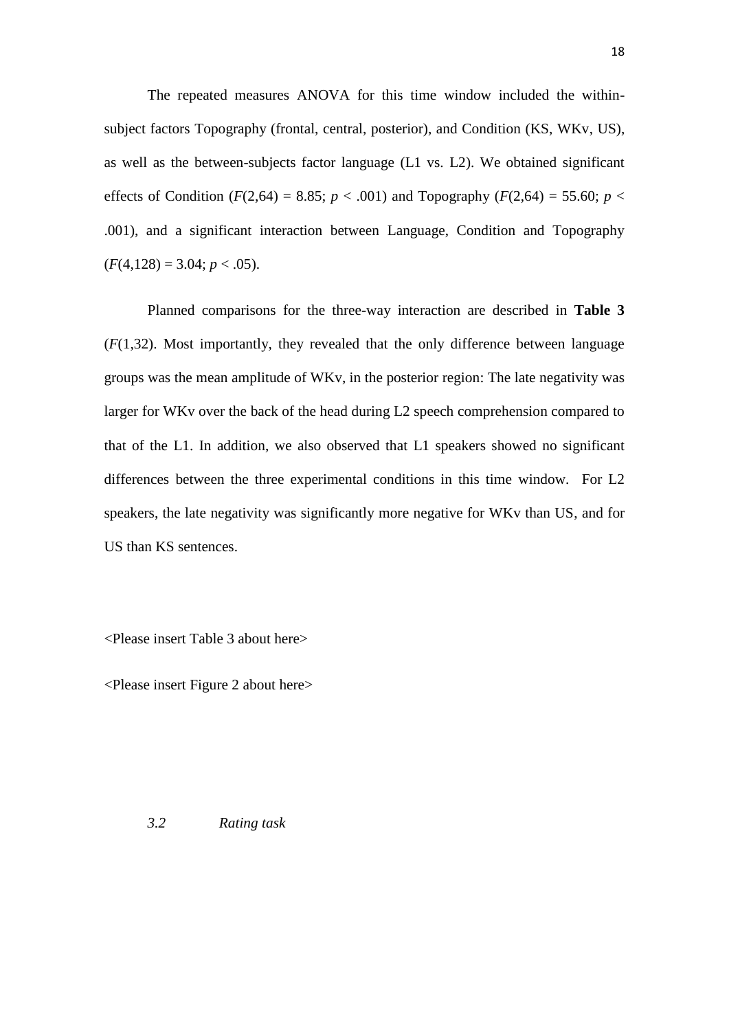The repeated measures ANOVA for this time window included the within-subject factors Topography (frontal, central, posterior), and Condition (KS, WKv, US), as well as the between-subjects factor language (L1 vs. L2). We obtained significant effects of Condition ($F(2,64) = 8.85$; $p < .001$) and Topography ($F(2,64) = 55.60$; $p < .001$), and a significant interaction between Language, Condition and Topography ($F(4,128) = 3.04$; $p < .05$).

Planned comparisons for the three-way interaction are described in **Table 3** ($F(1,32)$. Most importantly, they revealed that the only difference between language groups was the mean amplitude of WKv, in the posterior region: The late negativity was larger for WKv over the back of the head during L2 speech comprehension compared to that of the L1. In addition, we also observed that L1 speakers showed no significant differences between the three experimental conditions in this time window. For L2 speakers, the late negativity was significantly more negative for WKv than US, and for US than KS sentences.

<Please insert Table 3 about here>

<Please insert Figure 2 about here>

### *3.2 Rating task*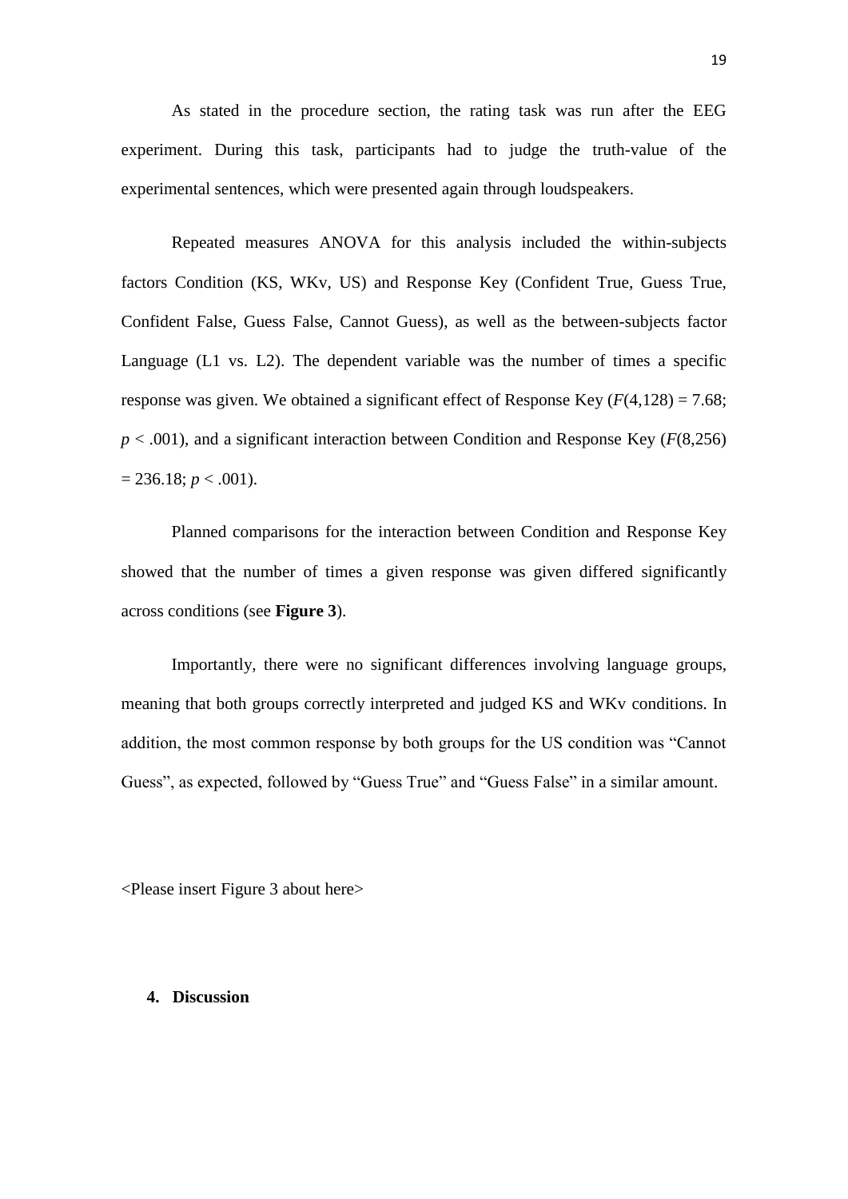As stated in the procedure section, the rating task was run after the EEG experiment. During this task, participants had to judge the truth-value of the experimental sentences, which were presented again through loudspeakers.

Repeated measures ANOVA for this analysis included the within-subjects factors Condition (KS, WKv, US) and Response Key (Confident True, Guess True, Confident False, Guess False, Cannot Guess), as well as the between-subjects factor Language (L1 vs. L2). The dependent variable was the number of times a specific response was given. We obtained a significant effect of Response Key ($F(4,128) = 7.68$; $p < .001$), and a significant interaction between Condition and Response Key ($F(8,256) = 236.18$; $p < .001$).

Planned comparisons for the interaction between Condition and Response Key showed that the number of times a given response was given differed significantly across conditions (see **Figure 3**).

Importantly, there were no significant differences involving language groups, meaning that both groups correctly interpreted and judged KS and WKv conditions. In addition, the most common response by both groups for the US condition was "Cannot Guess", as expected, followed by "Guess True" and "Guess False" in a similar amount.

<Please insert Figure 3 about here>

## 4. Discussion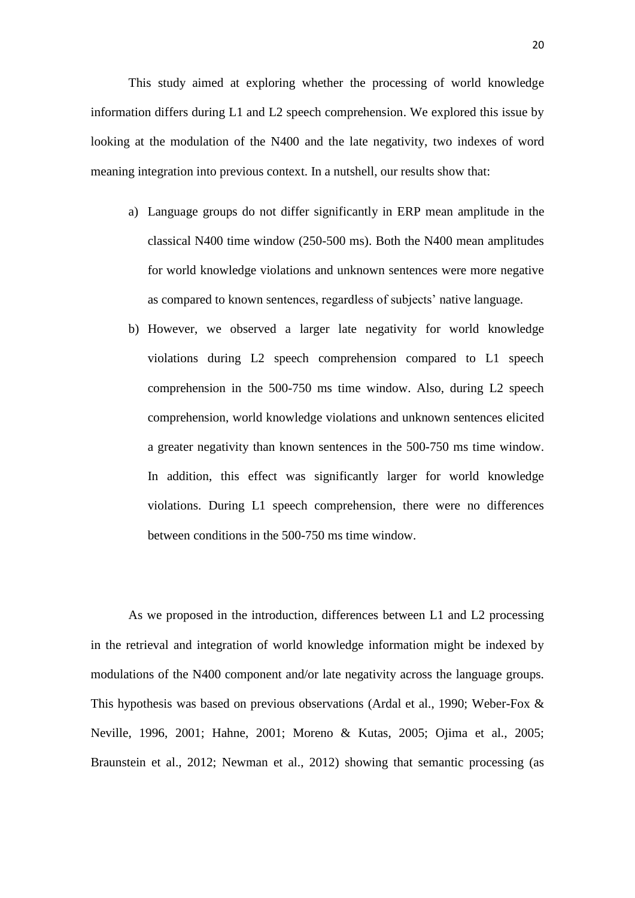This study aimed at exploring whether the processing of world knowledge information differs during L1 and L2 speech comprehension. We explored this issue by looking at the modulation of the N400 and the late negativity, two indexes of word meaning integration into previous context. In a nutshell, our results show that:

a) Language groups do not differ significantly in ERP mean amplitude in the classical N400 time window (250-500 ms). Both the N400 mean amplitudes for world knowledge violations and unknown sentences were more negative as compared to known sentences, regardless of subjects' native language.

b) However, we observed a larger late negativity for world knowledge violations during L2 speech comprehension compared to L1 speech comprehension in the 500-750 ms time window. Also, during L2 speech comprehension, world knowledge violations and unknown sentences elicited a greater negativity than known sentences in the 500-750 ms time window. In addition, this effect was significantly larger for world knowledge violations. During L1 speech comprehension, there were no differences between conditions in the 500-750 ms time window.

As we proposed in the introduction, differences between L1 and L2 processing in the retrieval and integration of world knowledge information might be indexed by modulations of the N400 component and/or late negativity across the language groups. This hypothesis was based on previous observations (Ardal et al., 1990; Weber-Fox & Neville, 1996, 2001; Hahne, 2001; Moreno & Kutas, 2005; Ojima et al., 2005; Braunstein et al., 2012; Newman et al., 2012) showing that semantic processing (as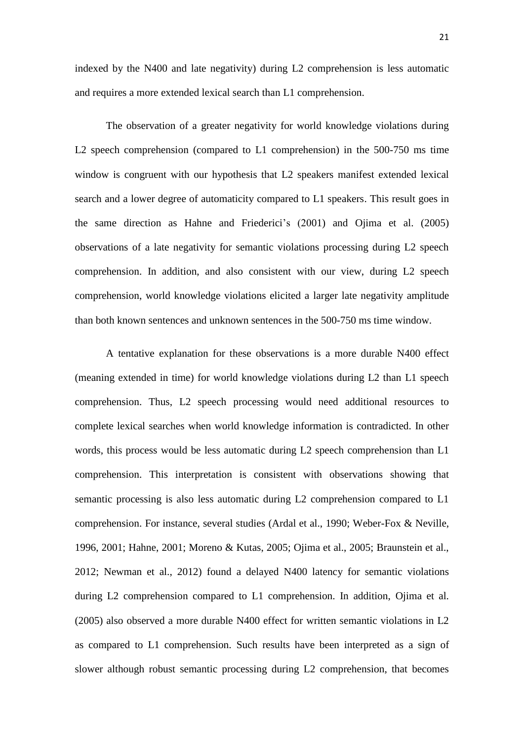indexed by the N400 and late negativity) during L2 comprehension is less automatic and requires a more extended lexical search than L1 comprehension.

The observation of a greater negativity for world knowledge violations during L2 speech comprehension (compared to L1 comprehension) in the 500-750 ms time window is congruent with our hypothesis that L2 speakers manifest extended lexical search and a lower degree of automaticity compared to L1 speakers. This result goes in the same direction as Hahne and Friederici's (2001) and Ojima et al. (2005) observations of a late negativity for semantic violations processing during L2 speech comprehension. In addition, and also consistent with our view, during L2 speech comprehension, world knowledge violations elicited a larger late negativity amplitude than both known sentences and unknown sentences in the 500-750 ms time window.

A tentative explanation for these observations is a more durable N400 effect (meaning extended in time) for world knowledge violations during L2 than L1 speech comprehension. Thus, L2 speech processing would need additional resources to complete lexical searches when world knowledge information is contradicted. In other words, this process would be less automatic during L2 speech comprehension than L1 comprehension. This interpretation is consistent with observations showing that semantic processing is also less automatic during L2 comprehension compared to L1 comprehension. For instance, several studies (Ardal et al., 1990; Weber-Fox & Neville, 1996, 2001; Hahne, 2001; Moreno & Kutas, 2005; Ojima et al., 2005; Braunstein et al., 2012; Newman et al., 2012) found a delayed N400 latency for semantic violations during L2 comprehension compared to L1 comprehension. In addition, Ojima et al. (2005) also observed a more durable N400 effect for written semantic violations in L2 as compared to L1 comprehension. Such results have been interpreted as a sign of slower although robust semantic processing during L2 comprehension, that becomes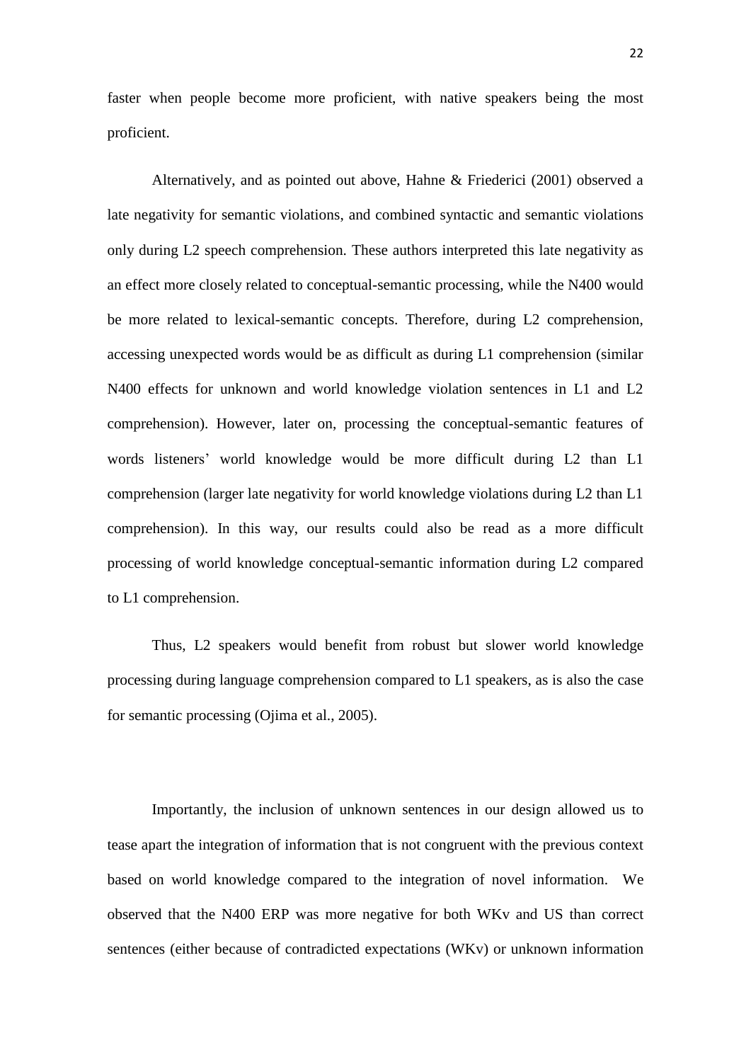faster when people become more proficient, with native speakers being the most proficient.

Alternatively, and as pointed out above, Hahne & Friederici (2001) observed a late negativity for semantic violations, and combined syntactic and semantic violations only during L2 speech comprehension. These authors interpreted this late negativity as an effect more closely related to conceptual-semantic processing, while the N400 would be more related to lexical-semantic concepts. Therefore, during L2 comprehension, accessing unexpected words would be as difficult as during L1 comprehension (similar N400 effects for unknown and world knowledge violation sentences in L1 and L2 comprehension). However, later on, processing the conceptual-semantic features of words listeners' world knowledge would be more difficult during L2 than L1 comprehension (larger late negativity for world knowledge violations during L2 than L1 comprehension). In this way, our results could also be read as a more difficult processing of world knowledge conceptual-semantic information during L2 compared to L1 comprehension.

Thus, L2 speakers would benefit from robust but slower world knowledge processing during language comprehension compared to L1 speakers, as is also the case for semantic processing (Ojima et al., 2005).

Importantly, the inclusion of unknown sentences in our design allowed us to tease apart the integration of information that is not congruent with the previous context based on world knowledge compared to the integration of novel information. We observed that the N400 ERP was more negative for both WKv and US than correct sentences (either because of contradicted expectations (WKv) or unknown information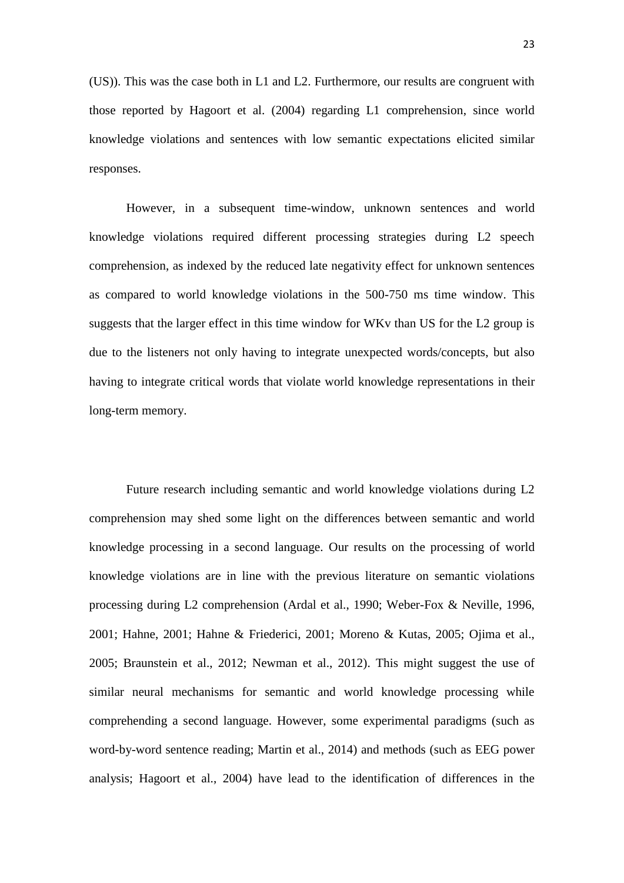(US)). This was the case both in L1 and L2. Furthermore, our results are congruent with those reported by Hagoort et al. (2004) regarding L1 comprehension, since world knowledge violations and sentences with low semantic expectations elicited similar responses.

However, in a subsequent time-window, unknown sentences and world knowledge violations required different processing strategies during L2 speech comprehension, as indexed by the reduced late negativity effect for unknown sentences as compared to world knowledge violations in the 500-750 ms time window. This suggests that the larger effect in this time window for WKv than US for the L2 group is due to the listeners not only having to integrate unexpected words/concepts, but also having to integrate critical words that violate world knowledge representations in their long-term memory.

Future research including semantic and world knowledge violations during L2 comprehension may shed some light on the differences between semantic and world knowledge processing in a second language. Our results on the processing of world knowledge violations are in line with the previous literature on semantic violations processing during L2 comprehension (Ardal et al., 1990; Weber-Fox & Neville, 1996, 2001; Hahne, 2001; Hahne & Friederici, 2001; Moreno & Kutas, 2005; Ojima et al., 2005; Braunstein et al., 2012; Newman et al., 2012). This might suggest the use of similar neural mechanisms for semantic and world knowledge processing while comprehending a second language. However, some experimental paradigms (such as word-by-word sentence reading; Martin et al., 2014) and methods (such as EEG power analysis; Hagoort et al., 2004) have lead to the identification of differences in the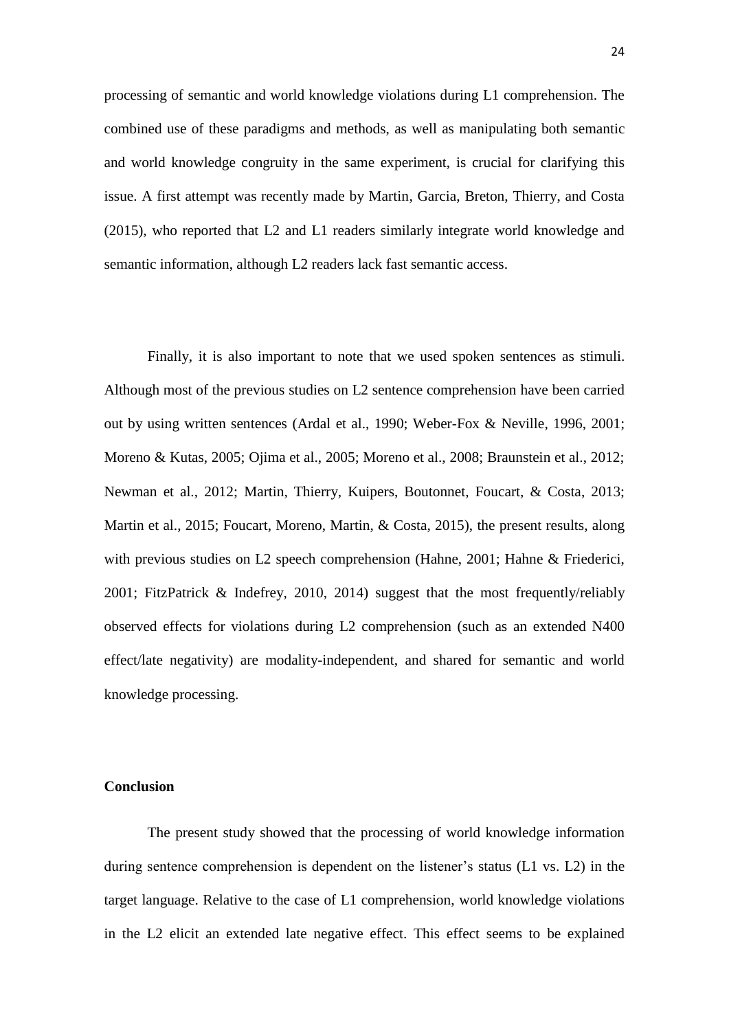processing of semantic and world knowledge violations during L1 comprehension. The combined use of these paradigms and methods, as well as manipulating both semantic and world knowledge congruity in the same experiment, is crucial for clarifying this issue. A first attempt was recently made by Martin, Garcia, Breton, Thierry, and Costa (2015), who reported that L2 and L1 readers similarly integrate world knowledge and semantic information, although L2 readers lack fast semantic access.

Finally, it is also important to note that we used spoken sentences as stimuli. Although most of the previous studies on L2 sentence comprehension have been carried out by using written sentences (Ardal et al., 1990; Weber-Fox & Neville, 1996, 2001; Moreno & Kutas, 2005; Ojima et al., 2005; Moreno et al., 2008; Braunstein et al., 2012; Newman et al., 2012; Martin, Thierry, Kuipers, Boutonnet, Foucart, & Costa, 2013; Martin et al., 2015; Foucart, Moreno, Martin, & Costa, 2015), the present results, along with previous studies on L2 speech comprehension (Hahne, 2001; Hahne & Friederici, 2001; FitzPatrick & Indefrey, 2010, 2014) suggest that the most frequently/reliably observed effects for violations during L2 comprehension (such as an extended N400 effect/late negativity) are modality-independent, and shared for semantic and world knowledge processing.

## Conclusion

The present study showed that the processing of world knowledge information during sentence comprehension is dependent on the listener's status (L1 vs. L2) in the target language. Relative to the case of L1 comprehension, world knowledge violations in the L2 elicit an extended late negative effect. This effect seems to be explained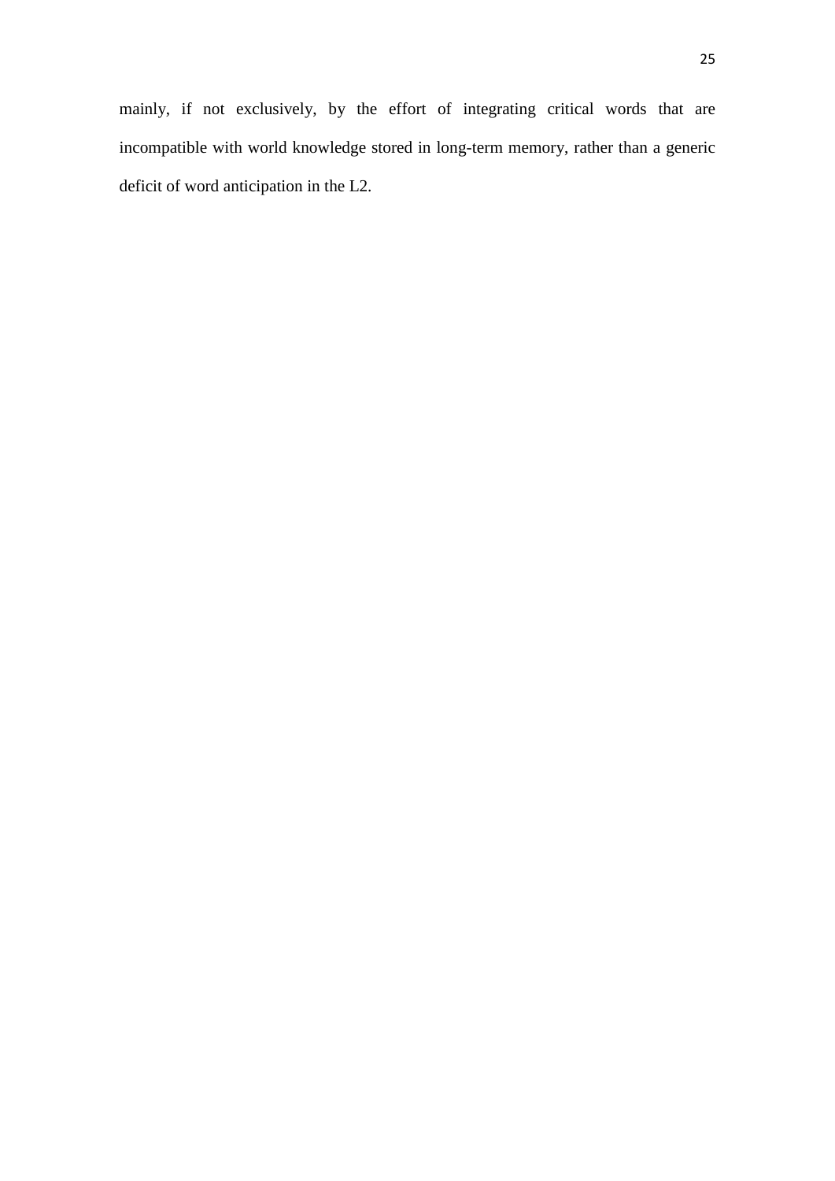mainly, if not exclusively, by the effort of integrating critical words that are incompatible with world knowledge stored in long-term memory, rather than a generic deficit of word anticipation in the L2.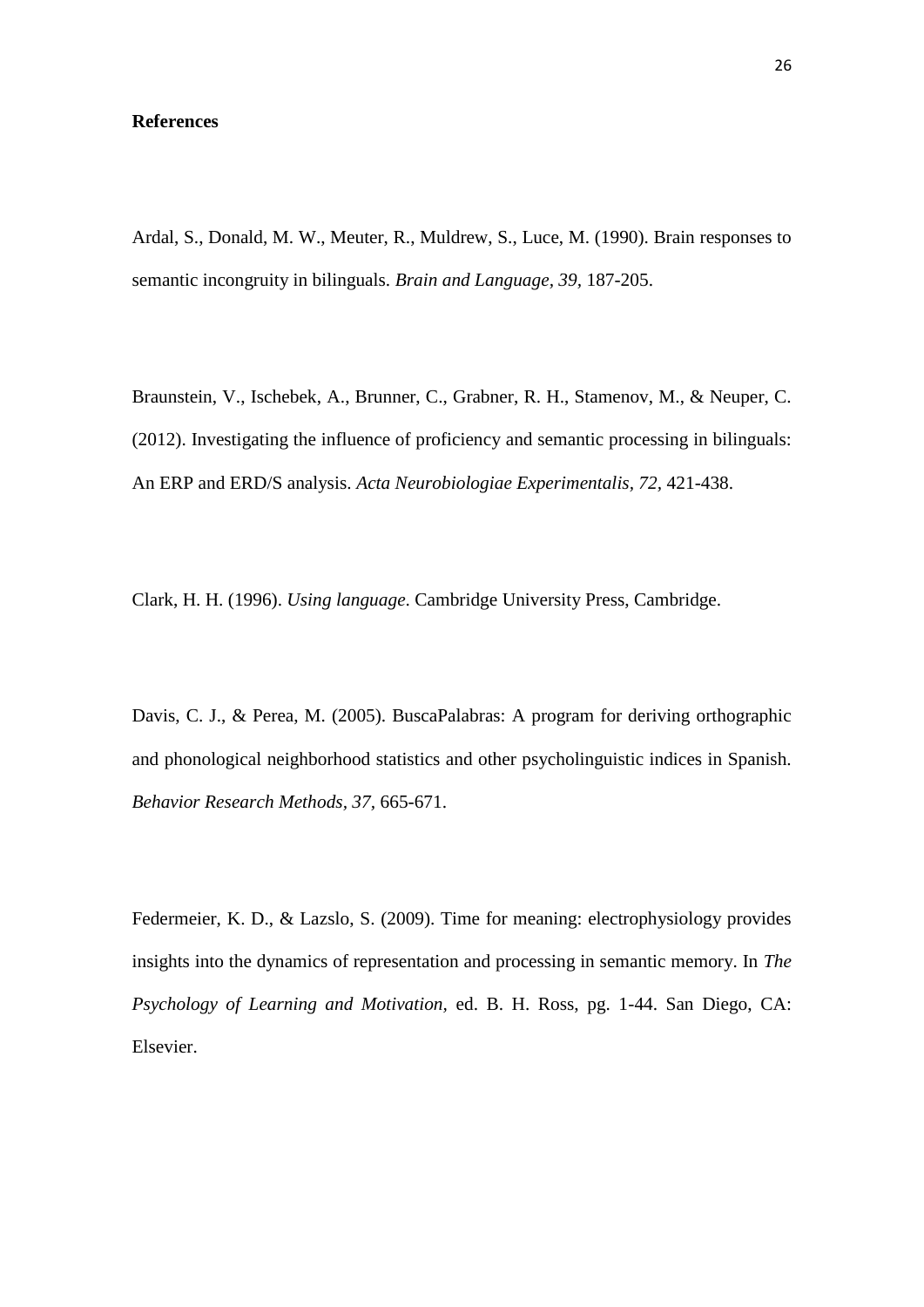**References**

Ardal, S., Donald, M. W., Meuter, R., Muldrew, S., Luce, M. (1990). Brain responses to semantic incongruity in bilinguals. *Brain and Language, 39,* 187-205.

Braunstein, V., Ischebek, A., Brunner, C., Grabner, R. H., Stamenov, M., & Neuper, C. (2012). Investigating the influence of proficiency and semantic processing in bilinguals: An ERP and ERD/S analysis. *Acta Neurobiologiae Experimentalis, 72,* 421-438.

Clark, H. H. (1996). *Using language*. Cambridge University Press, Cambridge.

Davis, C. J., & Perea, M. (2005). BuscaPalabras: A program for deriving orthographic and phonological neighborhood statistics and other psycholinguistic indices in Spanish. *Behavior Research Methods, 37,* 665-671.

Federmeier, K. D., & Lazslo, S. (2009). Time for meaning: electrophysiology provides insights into the dynamics of representation and processing in semantic memory. In *The Psychology of Learning and Motivation,* ed. B. H. Ross, pg. 1-44. San Diego, CA: Elsevier.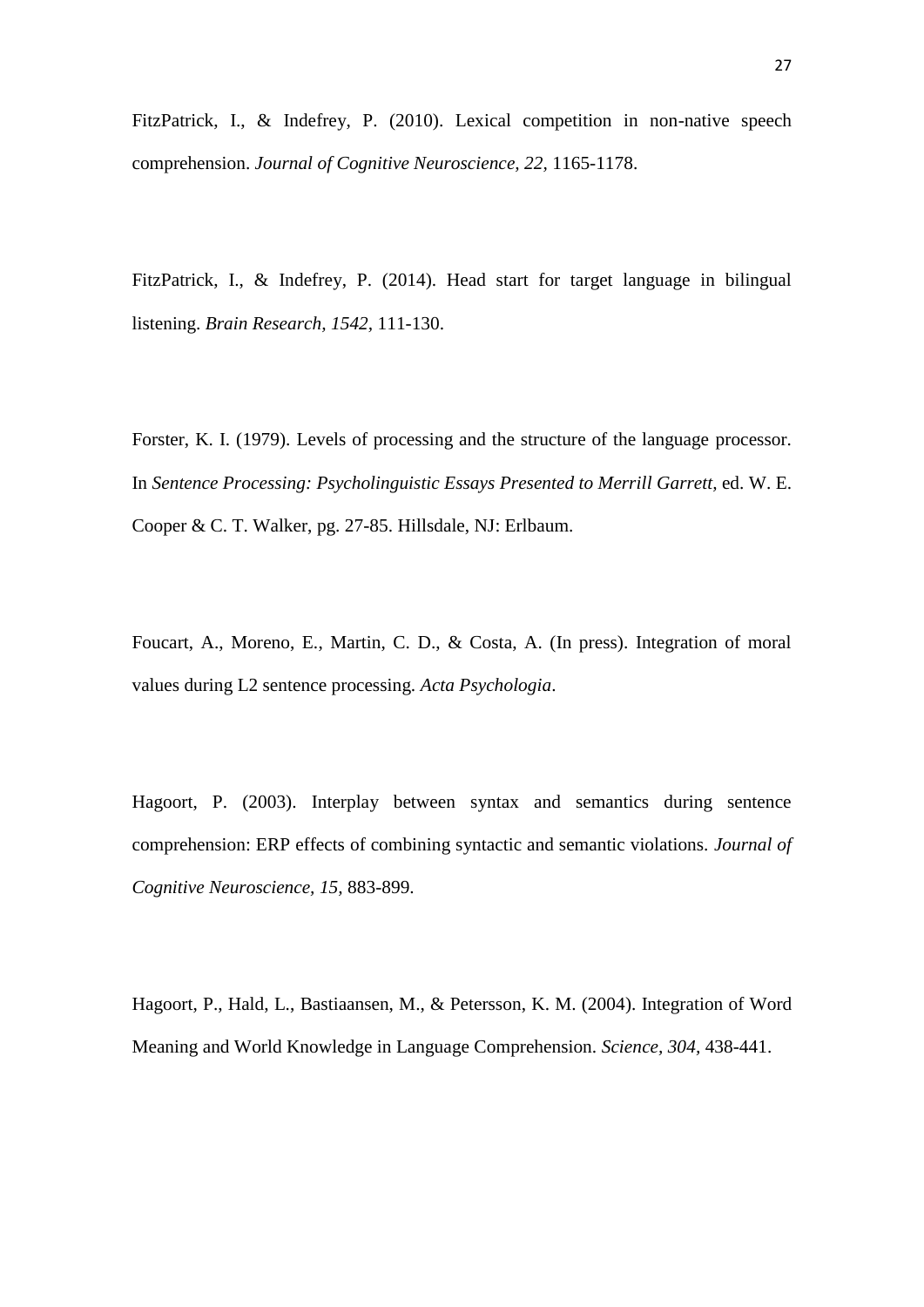FitzPatrick, I., & Indefrey, P. (2010). Lexical competition in non-native speech comprehension. *Journal of Cognitive Neuroscience, 22*, 1165-1178.

FitzPatrick, I., & Indefrey, P. (2014). Head start for target language in bilingual listening. *Brain Research, 1542*, 111-130.

Forster, K. I. (1979). Levels of processing and the structure of the language processor. In *Sentence Processing: Psycholinguistic Essays Presented to Merrill Garrett*, ed. W. E. Cooper & C. T. Walker, pg. 27-85. Hillsdale, NJ: Erlbaum.

Foucart, A., Moreno, E., Martin, C. D., & Costa, A. (In press). Integration of moral values during L2 sentence processing. *Acta Psychologia*.

Hagoort, P. (2003). Interplay between syntax and semantics during sentence comprehension: ERP effects of combining syntactic and semantic violations. *Journal of Cognitive Neuroscience, 15*, 883-899.

Hagoort, P., Hald, L., Bastiaansen, M., & Petersson, K. M. (2004). Integration of Word Meaning and World Knowledge in Language Comprehension. *Science, 304*, 438-441.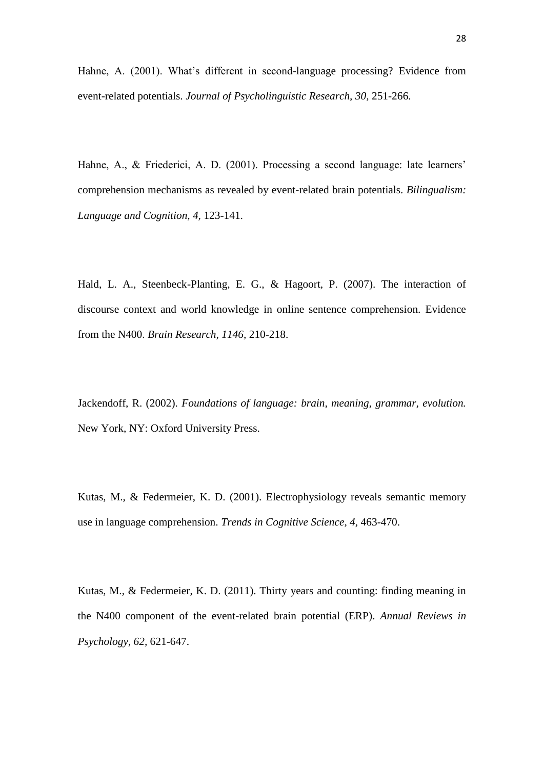Hahne, A. (2001). What's different in second-language processing? Evidence from event-related potentials. *Journal of Psycholinguistic Research, 30*, 251-266.

Hahne, A., & Friederici, A. D. (2001). Processing a second language: late learners' comprehension mechanisms as revealed by event-related brain potentials. *Bilingualism: Language and Cognition, 4*, 123-141.

Hald, L. A., Steenbeck-Planting, E. G., & Hagoort, P. (2007). The interaction of discourse context and world knowledge in online sentence comprehension. Evidence from the N400. *Brain Research, 1146*, 210-218.

Jackendoff, R. (2002). *Foundations of language: brain, meaning, grammar, evolution.* New York, NY: Oxford University Press.

Kutas, M., & Federmeier, K. D. (2001). Electrophysiology reveals semantic memory use in language comprehension. *Trends in Cognitive Science, 4*, 463-470.

Kutas, M., & Federmeier, K. D. (2011). Thirty years and counting: finding meaning in the N400 component of the event-related brain potential (ERP). *Annual Reviews in Psychology, 62*, 621-647.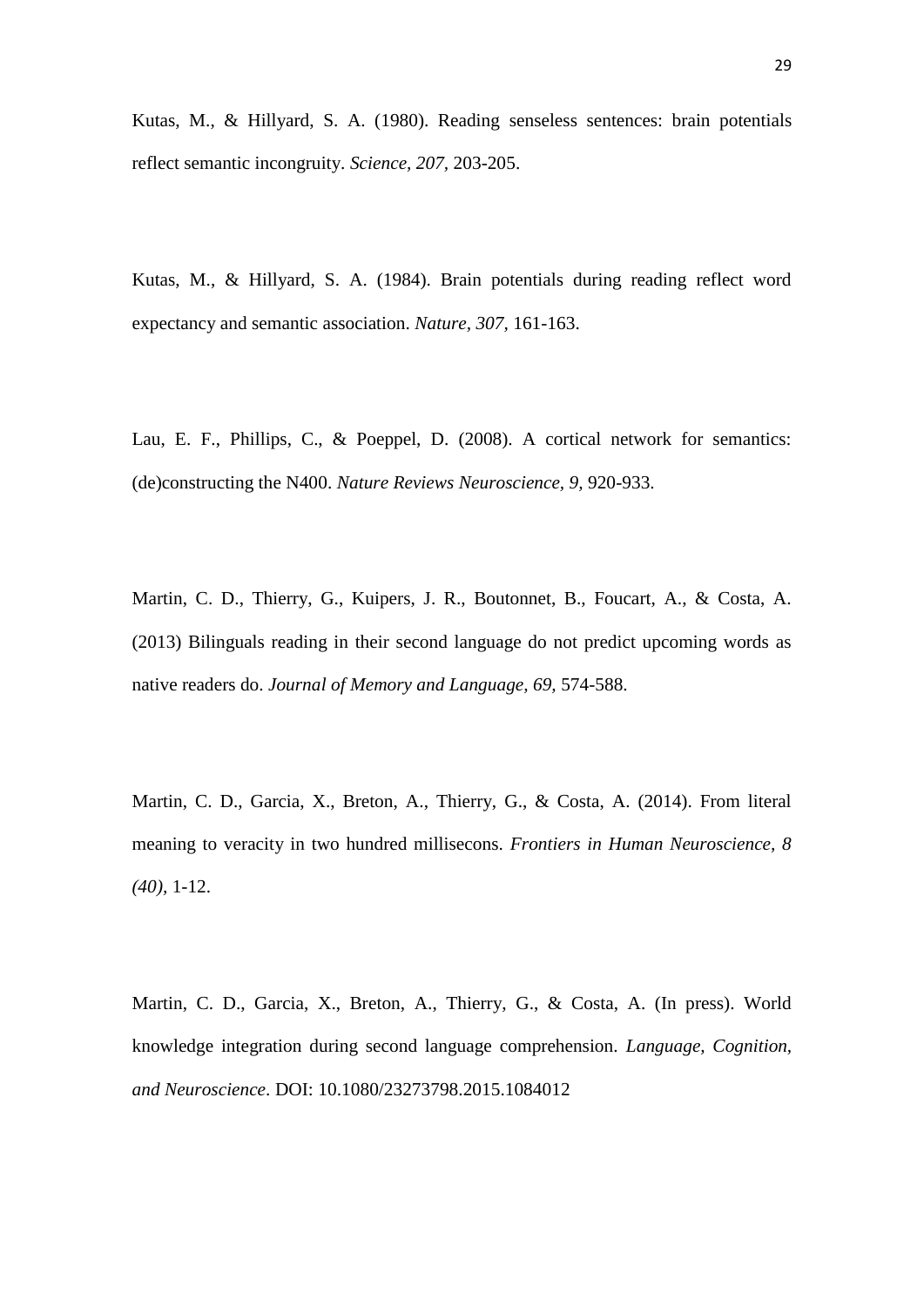Kutas, M., & Hillyard, S. A. (1980). Reading senseless sentences: brain potentials reflect semantic incongruity. *Science, 207,* 203-205.

Kutas, M., & Hillyard, S. A. (1984). Brain potentials during reading reflect word expectancy and semantic association. *Nature, 307,* 161-163.

Lau, E. F., Phillips, C., & Poeppel, D. (2008). A cortical network for semantics: (de)constructing the N400. *Nature Reviews Neuroscience, 9,* 920-933.

Martin, C. D., Thierry, G., Kuipers, J. R., Boutonnet, B., Foucart, A., & Costa, A. (2013) Bilinguals reading in their second language do not predict upcoming words as native readers do. *Journal of Memory and Language, 69,* 574-588.

Martin, C. D., Garcia, X., Breton, A., Thierry, G., & Costa, A. (2014). From literal meaning to veracity in two hundred millisecons. *Frontiers in Human Neuroscience, 8 (40),* 1-12.

Martin, C. D., Garcia, X., Breton, A., Thierry, G., & Costa, A. (In press). World knowledge integration during second language comprehension. *Language, Cognition, and Neuroscience*. DOI: 10.1080/23273798.2015.1084012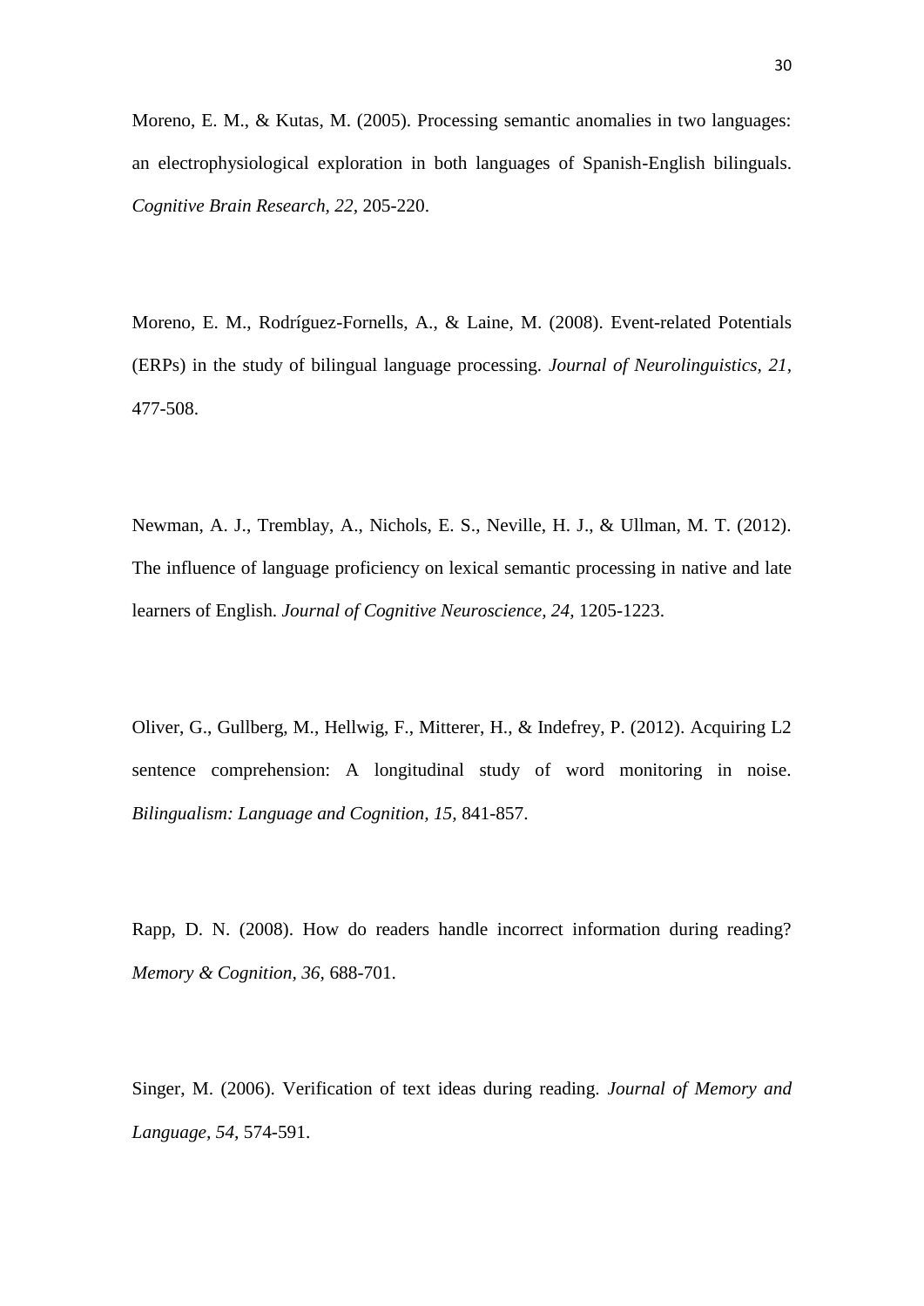Moreno, E. M., & Kutas, M. (2005). Processing semantic anomalies in two languages: an electrophysiological exploration in both languages of Spanish-English bilinguals. *Cognitive Brain Research, 22*, 205-220.

Moreno, E. M., Rodríguez-Fornells, A., & Laine, M. (2008). Event-related Potentials (ERPs) in the study of bilingual language processing. *Journal of Neurolinguistics, 21*, 477-508.

Newman, A. J., Tremblay, A., Nichols, E. S., Neville, H. J., & Ullman, M. T. (2012). The influence of language proficiency on lexical semantic processing in native and late learners of English. *Journal of Cognitive Neuroscience, 24*, 1205-1223.

Oliver, G., Gullberg, M., Hellwig, F., Mitterer, H., & Indefrey, P. (2012). Acquiring L2 sentence comprehension: A longitudinal study of word monitoring in noise. *Bilingualism: Language and Cognition, 15*, 841-857.

Rapp, D. N. (2008). How do readers handle incorrect information during reading? *Memory & Cognition, 36*, 688-701.

Singer, M. (2006). Verification of text ideas during reading. *Journal of Memory and Language, 54*, 574-591.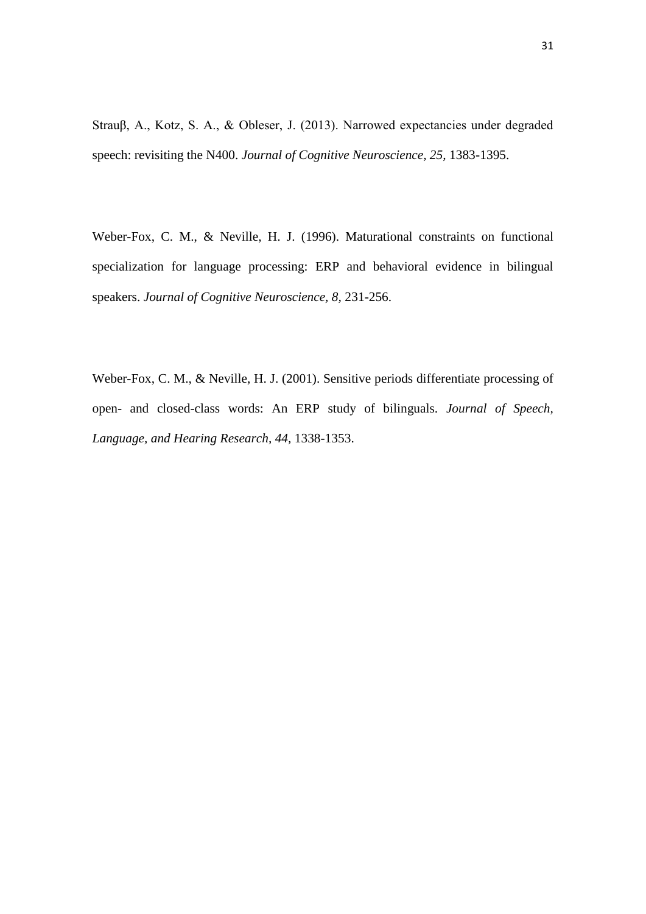Strauβ, A., Kotz, S. A., & Obleser, J. (2013). Narrowed expectancies under degraded speech: revisiting the N400. *Journal of Cognitive Neuroscience, 25,* 1383-1395.

Weber-Fox, C. M., & Neville, H. J. (1996). Maturational constraints on functional specialization for language processing: ERP and behavioral evidence in bilingual speakers. *Journal of Cognitive Neuroscience, 8,* 231-256.

Weber-Fox, C. M., & Neville, H. J. (2001). Sensitive periods differentiate processing of open- and closed-class words: An ERP study of bilinguals. *Journal of Speech, Language, and Hearing Research, 44,* 1338-1353.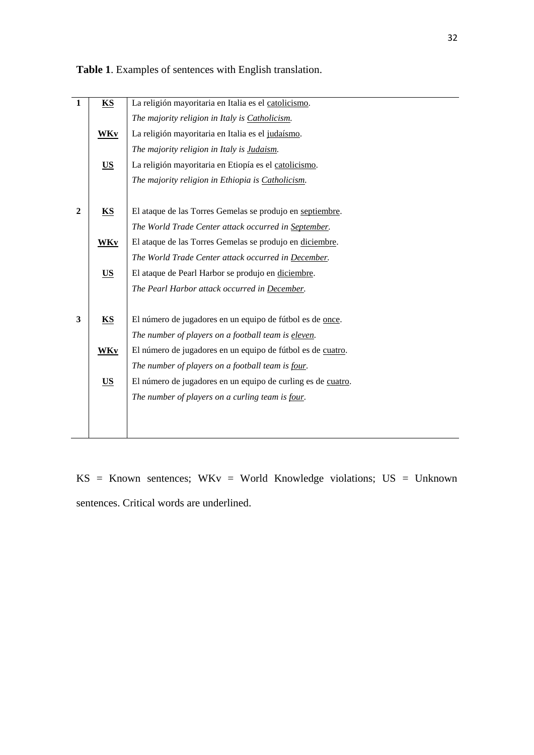**Table 1**. Examples of sentences with English translation.

| | | |
|---|---|---|
| **1** | **<u>KS</u>** | La religión mayoritaria en Italia es el <u>catolicismo</u>. |
| | | *The majority religion in Italy is <u>Catholicism</u>.* |
| | **<u>WKv</u>** | La religión mayoritaria en Italia es el <u>judaísmo</u>. |
| | | *The majority religion in Italy is <u>Judaism</u>.* |
| | **<u>US</u>** | La religión mayoritaria en Etiopía es el <u>catolicismo</u>. |
| | | *The majority religion in Ethiopia is <u>Catholicism</u>.* |
| **2** | **<u>KS</u>** | El ataque de las Torres Gemelas se produjo en <u>septiembre</u>. |
| | | *The World Trade Center attack occurred in <u>September</u>.* |
| | **<u>WKv</u>** | El ataque de las Torres Gemelas se produjo en <u>diciembre</u>. |
| | | *The World Trade Center attack occurred in <u>December</u>.* |
| | **<u>US</u>** | El ataque de Pearl Harbor se produjo en <u>diciembre</u>. |
| | | *The Pearl Harbor attack occurred in <u>December</u>.* |
| **3** | **<u>KS</u>** | El número de jugadores en un equipo de fútbol es de <u>once</u>. |
| | | *The number of players on a football team is <u>eleven</u>.* |
| | **<u>WKv</u>** | El número de jugadores en un equipo de fútbol es de <u>cuatro</u>. |
| | | *The number of players on a football team is <u>four</u>.* |
| | **<u>US</u>** | El número de jugadores en un equipo de curling es de <u>cuatro</u>. |
| | | *The number of players on a curling team is <u>four</u>.* |

KS = Known sentences; WKv = World Knowledge violations; US = Unknown sentences. Critical words are underlined.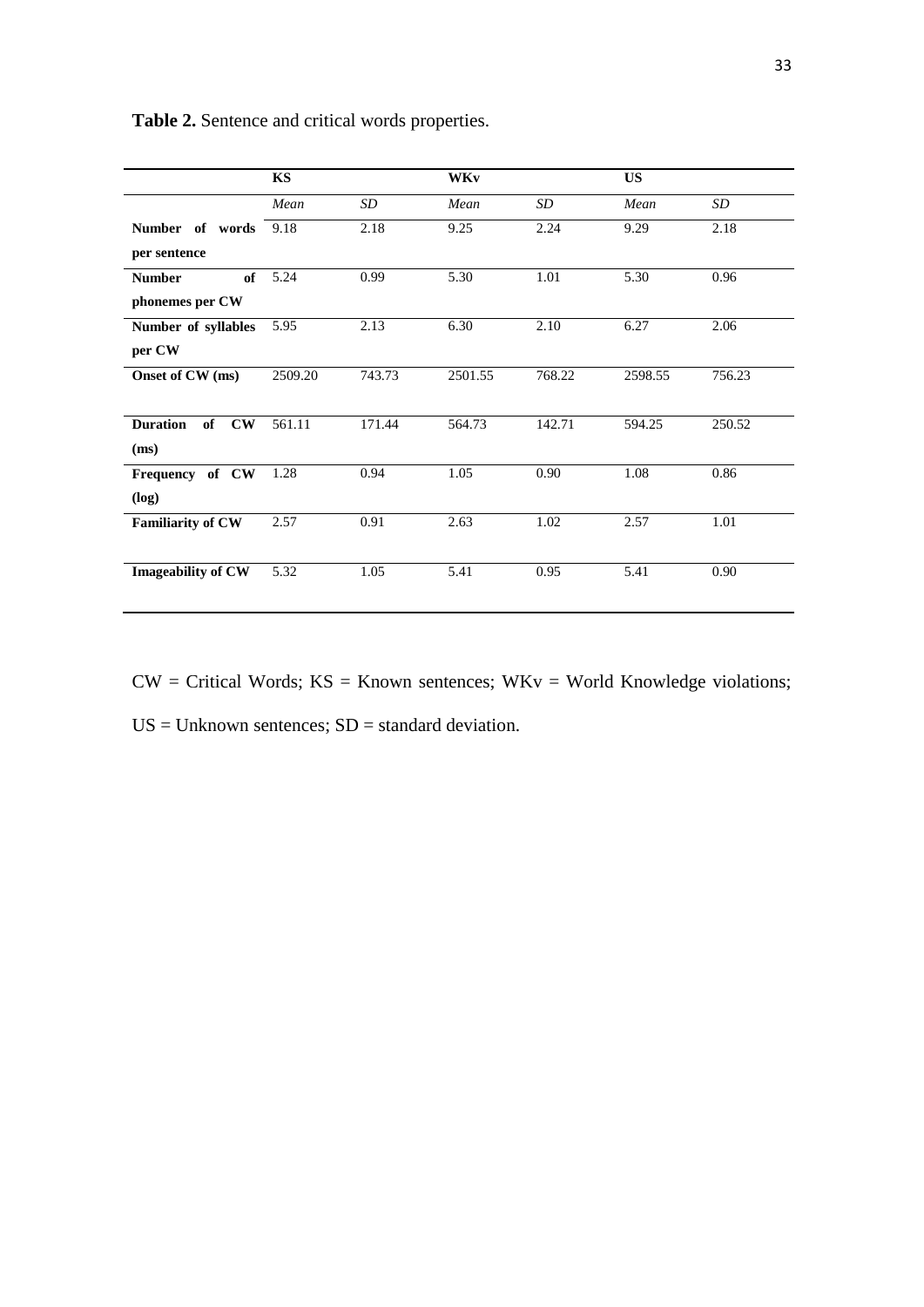**Table 2.** Sentence and critical words properties.

| | KS | | WKv | | US | |
|---|---|---|---|---|---|---|
| | *Mean* | *SD* | *Mean* | *SD* | *Mean* | *SD* |
| **Number of words per sentence** | 9.18 | 2.18 | 9.25 | 2.24 | 9.29 | 2.18 |
| **Number of phonemes per CW** | 5.24 | 0.99 | 5.30 | 1.01 | 5.30 | 0.96 |
| **Number of syllables per CW** | 5.95 | 2.13 | 6.30 | 2.10 | 6.27 | 2.06 |
| **Onset of CW (ms)** | 2509.20 | 743.73 | 2501.55 | 768.22 | 2598.55 | 756.23 |
| **Duration of CW (ms)** | 561.11 | 171.44 | 564.73 | 142.71 | 594.25 | 250.52 |
| **Frequency of CW (log)** | 1.28 | 0.94 | 1.05 | 0.90 | 1.08 | 0.86 |
| **Familiarity of CW** | 2.57 | 0.91 | 2.63 | 1.02 | 2.57 | 1.01 |
| **Imageability of CW** | 5.32 | 1.05 | 5.41 | 0.95 | 5.41 | 0.90 |

CW = Critical Words; KS = Known sentences; WKv = World Knowledge violations; US = Unknown sentences; SD = standard deviation.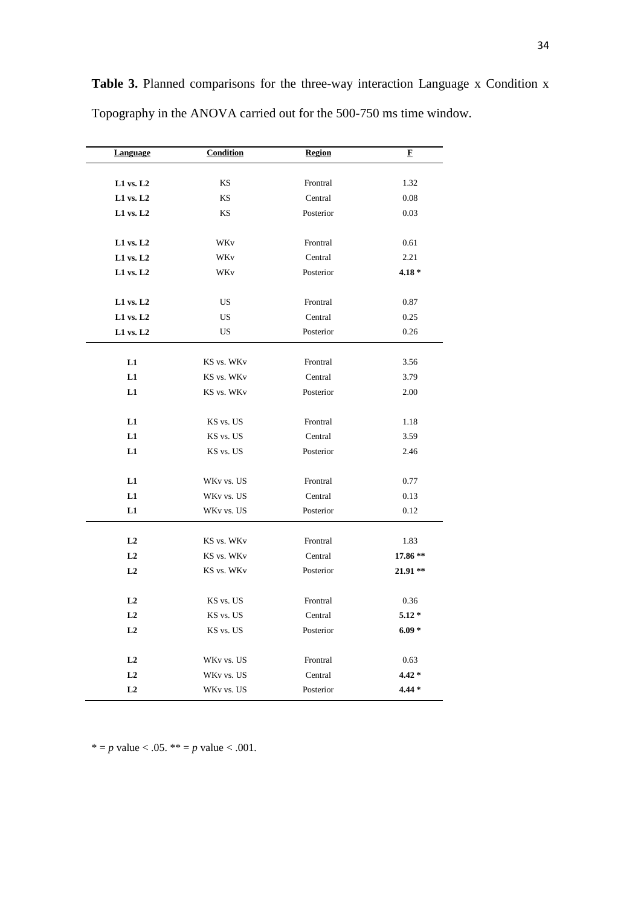**Table 3.** Planned comparisons for the three-way interaction Language x Condition x Topography in the ANOVA carried out for the 500-750 ms time window.

| Language | Condition | Region | F |
|---|---|---|---|
| **L1 vs. L2** | KS | Frontral | 1.32 |
| **L1 vs. L2** | KS | Central | 0.08 |
| **L1 vs. L2** | KS | Posterior | 0.03 |
| **L1 vs. L2** | WKv | Frontral | 0.61 |
| **L1 vs. L2** | WKv | Central | 2.21 |
| **L1 vs. L2** | WKv | Posterior | **4.18 *** |
| **L1 vs. L2** | US | Frontral | 0.87 |
| **L1 vs. L2** | US | Central | 0.25 |
| **L1 vs. L2** | US | Posterior | 0.26 |
| **L1** | KS vs. WKv | Frontral | 3.56 |
| **L1** | KS vs. WKv | Central | 3.79 |
| **L1** | KS vs. WKv | Posterior | 2.00 |
| **L1** | KS vs. US | Frontral | 1.18 |
| **L1** | KS vs. US | Central | 3.59 |
| **L1** | KS vs. US | Posterior | 2.46 |
| **L1** | WKv vs. US | Frontral | 0.77 |
| **L1** | WKv vs. US | Central | 0.13 |
| **L1** | WKv vs. US | Posterior | 0.12 |
| **L2** | KS vs. WKv | Frontral | 1.83 |
| **L2** | KS vs. WKv | Central | **17.86 **** |
| **L2** | KS vs. WKv | Posterior | **21.91 **** |
| **L2** | KS vs. US | Frontral | 0.36 |
| **L2** | KS vs. US | Central | **5.12 *** |
| **L2** | KS vs. US | Posterior | **6.09 *** |
| **L2** | WKv vs. US | Frontral | 0.63 |
| **L2** | WKv vs. US | Central | **4.42 *** |
| **L2** | WKv vs. US | Posterior | **4.44 *** |

* = $p$ value < .05. ** = $p$ value < .001.